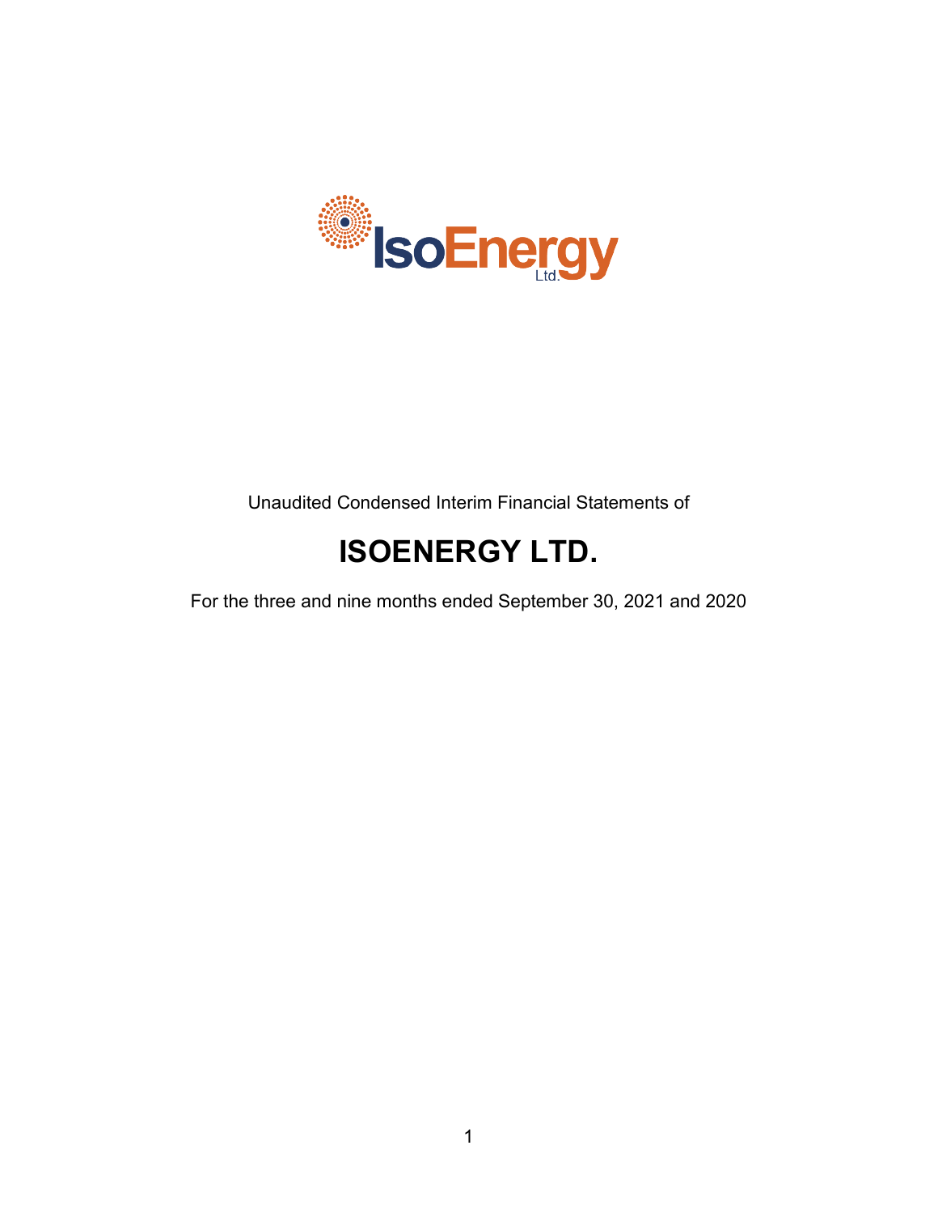Unaudited Condensed Interim Financial Statements of

# ISOENERGY LTD.

For the three and nine months ended September 30, 2021 and 2020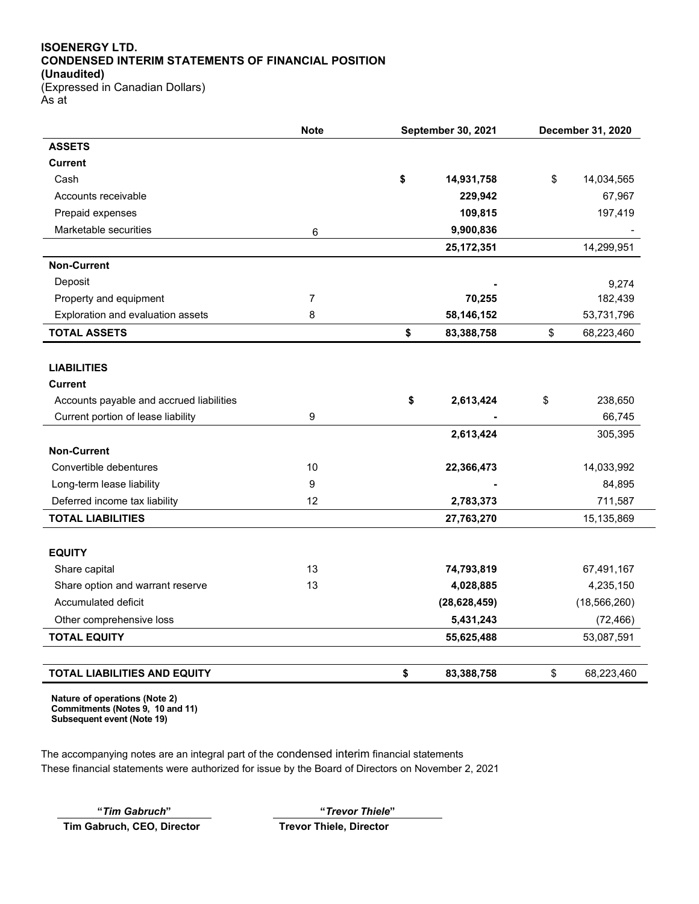**ISOENERGY LTD.**
**CONDENSED INTERIM STATEMENTS OF FINANCIAL POSITION**
**(Unaudited)**
(Expressed in Canadian Dollars)
As at

| | Note | September 30, 2021 | December 31, 2020 |
|---|---|---|---|
| **ASSETS** | | | |
| **Current** | | | |
| Cash | | **$ 14,931,758** | $ 14,034,565 |
| Accounts receivable | | **229,942** | 67,967 |
| Prepaid expenses | | **109,815** | 197,419 |
| Marketable securities | 6 | **9,900,836** | - |
| | | **25,172,351** | 14,299,951 |
| **Non-Current** | | | |
| Deposit | | **-** | 9,274 |
| Property and equipment | 7 | **70,255** | 182,439 |
| Exploration and evaluation assets | 8 | **58,146,152** | 53,731,796 |
| **TOTAL ASSETS** | | **$ 83,388,758** | $ 68,223,460 |
| | | | |
| **LIABILITIES** | | | |
| **Current** | | | |
| Accounts payable and accrued liabilities | | **$ 2,613,424** | $ 238,650 |
| Current portion of lease liability | 9 | **-** | 66,745 |
| | | **2,613,424** | 305,395 |
| **Non-Current** | | | |
| Convertible debentures | 10 | **22,366,473** | 14,033,992 |
| Long-term lease liability | 9 | **-** | 84,895 |
| Deferred income tax liability | 12 | **2,783,373** | 711,587 |
| **TOTAL LIABILITIES** | | **27,763,270** | 15,135,869 |
| | | | |
| **EQUITY** | | | |
| Share capital | 13 | **74,793,819** | 67,491,167 |
| Share option and warrant reserve | 13 | **4,028,885** | 4,235,150 |
| Accumulated deficit | | **(28,628,459)** | (18,566,260) |
| Other comprehensive loss | | **5,431,243** | (72,466) |
| **TOTAL EQUITY** | | **55,625,488** | 53,087,591 |
| | | | |
| **TOTAL LIABILITIES AND EQUITY** | | **$ 83,388,758** | $ 68,223,460 |

**Nature of operations (Note 2)**
**Commitments (Notes 9, 10 and 11)**
**Subsequent event (Note 19)**

The accompanying notes are an integral part of the condensed interim financial statements
These financial statements were authorized for issue by the Board of Directors on November 2, 2021

"*Tim Gabruch*"
**Tim Gabruch, CEO, Director**

"*Trevor Thiele*"
**Trevor Thiele, Director**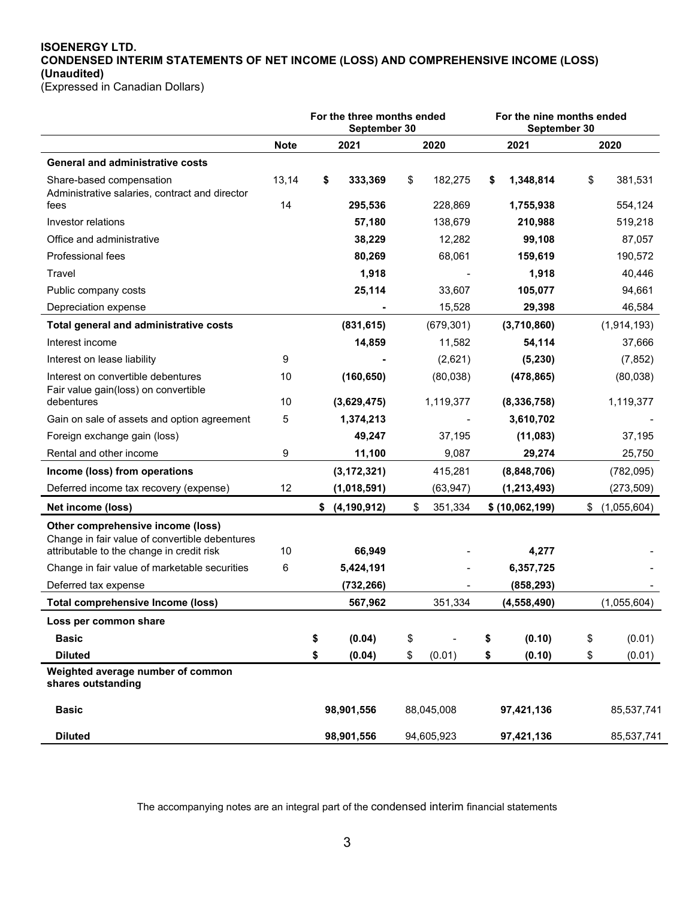**ISOENERGY LTD.**
**CONDENSED INTERIM STATEMENTS OF NET INCOME (LOSS) AND COMPREHENSIVE INCOME (LOSS)**
**(Unaudited)**
(Expressed in Canadian Dollars)

| | | For the three months ended September 30 | | For the nine months ended September 30 | |
|---|---|---|---|---|---|
| | **Note** | **2021** | **2020** | **2021** | **2020** |
| **General and administrative costs** | | | | | |
| Share-based compensation | 13,14 | **$ 333,369** | $ 182,275 | **$ 1,348,814** | $ 381,531 |
| Administrative salaries, contract and director fees | 14 | **295,536** | 228,869 | **1,755,938** | 554,124 |
| Investor relations | | **57,180** | 138,679 | **210,988** | 519,218 |
| Office and administrative | | **38,229** | 12,282 | **99,108** | 87,057 |
| Professional fees | | **80,269** | 68,061 | **159,619** | 190,572 |
| Travel | | **1,918** | - | **1,918** | 40,446 |
| Public company costs | | **25,114** | 33,607 | **105,077** | 94,661 |
| Depreciation expense | | **-** | 15,528 | **29,398** | 46,584 |
| **Total general and administrative costs** | | **(831,615)** | (679,301) | **(3,710,860)** | (1,914,193) |
| Interest income | | **14,859** | 11,582 | **54,114** | 37,666 |
| Interest on lease liability | 9 | **-** | (2,621) | **(5,230)** | (7,852) |
| Interest on convertible debentures | 10 | **(160,650)** | (80,038) | **(478,865)** | (80,038) |
| Fair value gain(loss) on convertible debentures | 10 | **(3,629,475)** | 1,119,377 | **(8,336,758)** | 1,119,377 |
| Gain on sale of assets and option agreement | 5 | **1,374,213** | - | **3,610,702** | - |
| Foreign exchange gain (loss) | | **49,247** | 37,195 | **(11,083)** | 37,195 |
| Rental and other income | 9 | **11,100** | 9,087 | **29,274** | 25,750 |
| **Income (loss) from operations** | | **(3,172,321)** | 415,281 | **(8,848,706)** | (782,095) |
| Deferred income tax recovery (expense) | 12 | **(1,018,591)** | (63,947) | **(1,213,493)** | (273,509) |
| **Net income (loss)** | | **$ (4,190,912)** | $ 351,334 | **$ (10,062,199)** | $ (1,055,604) |
| **Other comprehensive income (loss)** | | | | | |
| Change in fair value of convertible debentures attributable to the change in credit risk | 10 | **66,949** | - | **4,277** | - |
| Change in fair value of marketable securities | 6 | **5,424,191** | - | **6,357,725** | - |
| Deferred tax expense | | **(732,266)** | - | **(858,293)** | - |
| **Total comprehensive Income (loss)** | | **567,962** | 351,334 | **(4,558,490)** | (1,055,604) |
| **Loss per common share** | | | | | |
| **Basic** | | **$ (0.04)** | $ - | **$ (0.10)** | $ (0.01) |
| **Diluted** | | **$ (0.04)** | $ (0.01) | **$ (0.10)** | $ (0.01) |
| **Weighted average number of common shares outstanding** | | | | | |
| **Basic** | | **98,901,556** | 88,045,008 | **97,421,136** | 85,537,741 |
| **Diluted** | | **98,901,556** | 94,605,923 | **97,421,136** | 85,537,741 |

The accompanying notes are an integral part of the condensed interim financial statements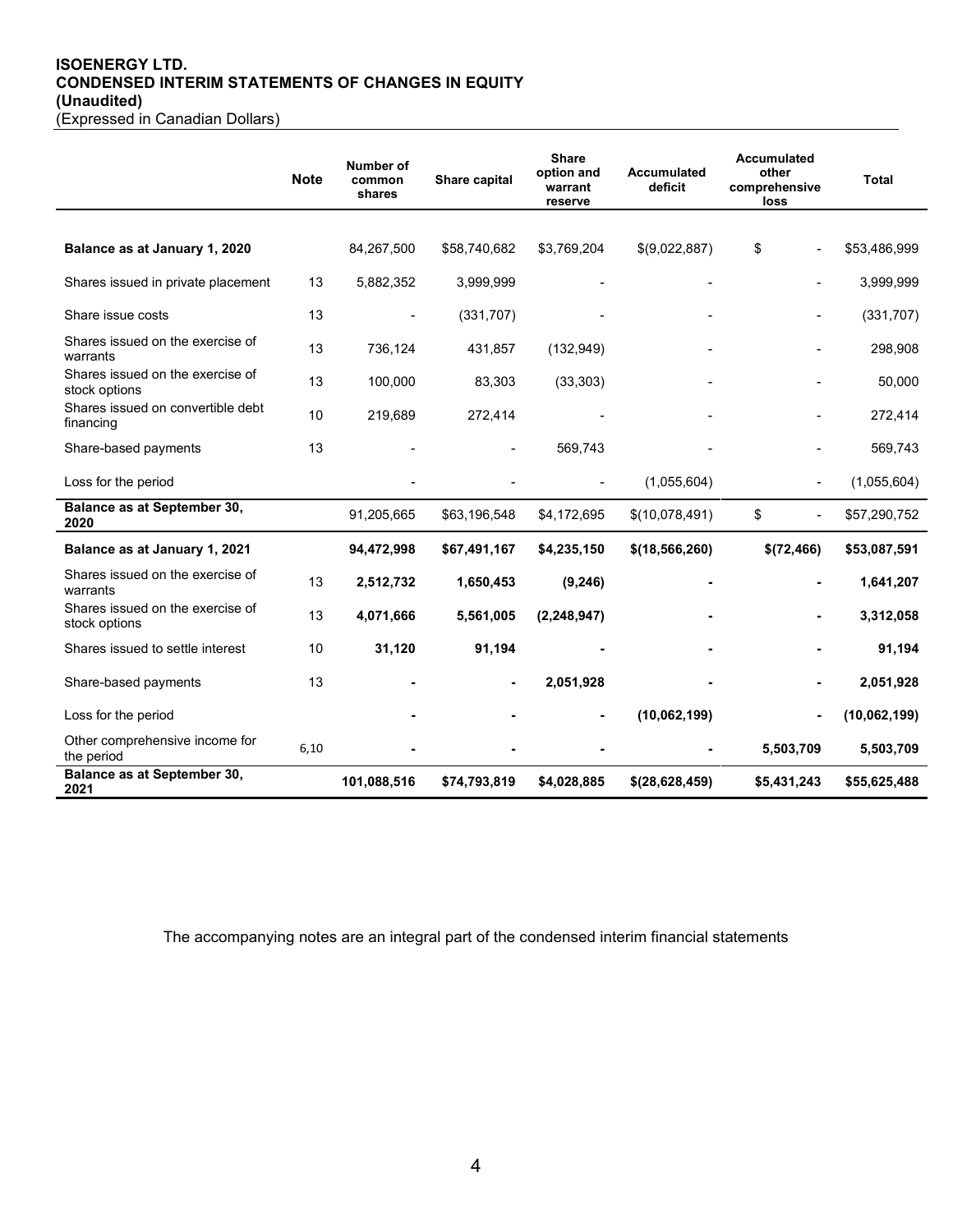# ISOENERGY LTD.
## CONDENSED INTERIM STATEMENTS OF CHANGES IN EQUITY
### (Unaudited)
(Expressed in Canadian Dollars)

| | Note | Number of common shares | Share capital | Share option and warrant reserve | Accumulated deficit | Accumulated other comprehensive loss | Total |
|---|---|---|---|---|---|---|---|
| **Balance as at January 1, 2020** | | 84,267,500 | $58,740,682 | $3,769,204 | $(9,022,887) | $ - | $53,486,999 |
| Shares issued in private placement | 13 | 5,882,352 | 3,999,999 | - | - | - | 3,999,999 |
| Share issue costs | 13 | - | (331,707) | - | - | - | (331,707) |
| Shares issued on the exercise of warrants | 13 | 736,124 | 431,857 | (132,949) | - | - | 298,908 |
| Shares issued on the exercise of stock options | 13 | 100,000 | 83,303 | (33,303) | - | - | 50,000 |
| Shares issued on convertible debt financing | 10 | 219,689 | 272,414 | - | - | - | 272,414 |
| Share-based payments | 13 | - | - | 569,743 | - | - | 569,743 |
| Loss for the period | | - | - | - | (1,055,604) | - | (1,055,604) |
| **Balance as at September 30, 2020** | | 91,205,665 | $63,196,548 | $4,172,695 | $(10,078,491) | $ - | $57,290,752 |
| **Balance as at January 1, 2021** | | **94,472,998** | **$67,491,167** | **$4,235,150** | **$(18,566,260)** | **$(72,466)** | **$53,087,591** |
| Shares issued on the exercise of warrants | 13 | **2,512,732** | **1,650,453** | **(9,246)** | **-** | **-** | **1,641,207** |
| Shares issued on the exercise of stock options | 13 | **4,071,666** | **5,561,005** | **(2,248,947)** | **-** | **-** | **3,312,058** |
| Shares issued to settle interest | 10 | **31,120** | **91,194** | **-** | **-** | **-** | **91,194** |
| Share-based payments | 13 | **-** | **-** | **2,051,928** | **-** | **-** | **2,051,928** |
| Loss for the period | | **-** | **-** | **-** | **(10,062,199)** | **-** | **(10,062,199)** |
| Other comprehensive income for the period | 6,10 | **-** | **-** | **-** | **-** | **5,503,709** | **5,503,709** |
| **Balance as at September 30, 2021** | | **101,088,516** | **$74,793,819** | **$4,028,885** | **$(28,628,459)** | **$5,431,243** | **$55,625,488** |

The accompanying notes are an integral part of the condensed interim financial statements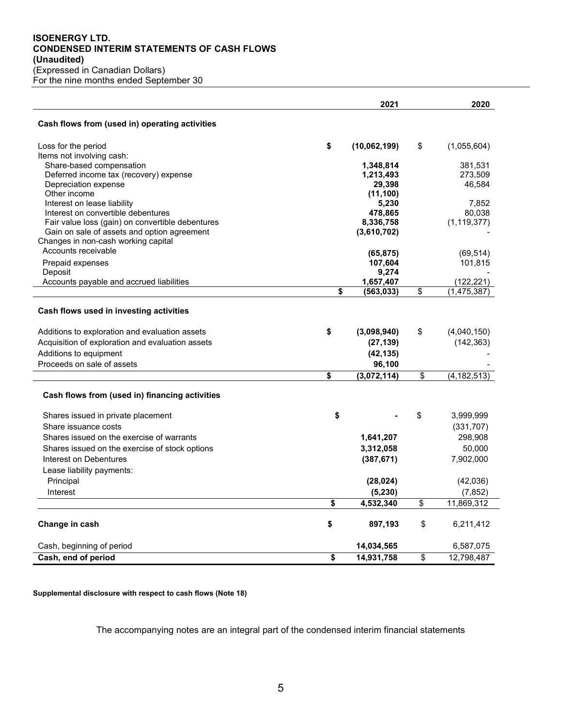**ISOENERGY LTD.**
**CONDENSED INTERIM STATEMENTS OF CASH FLOWS**
**(Unaudited)**
(Expressed in Canadian Dollars)
For the nine months ended September 30

| | 2021 | 2020 |
|---|---|---|
| **Cash flows from (used in) operating activities** | | |
| Loss for the period | **$ (10,062,199)** | $ (1,055,604) |
| Items not involving cash: | | |
| Share-based compensation | **1,348,814** | 381,531 |
| Deferred income tax (recovery) expense | **1,213,493** | 273,509 |
| Depreciation expense | **29,398** | 46,584 |
| Other income | **(11,100)** | |
| Interest on lease liability | **5,230** | 7,852 |
| Interest on convertible debentures | **478,865** | 80,038 |
| Fair value loss (gain) on convertible debentures | **8,336,758** | (1,119,377) |
| Gain on sale of assets and option agreement | **(3,610,702)** | - |
| Changes in non-cash working capital | | |
| Accounts receivable | **(65,875)** | (69,514) |
| Prepaid expenses | **107,604** | 101,815 |
| Deposit | **9,274** | - |
| Accounts payable and accrued liabilities | **1,657,407** | (122,221) |
| | **$ (563,033)** | $ (1,475,387) |
| **Cash flows used in investing activities** | | |
| Additions to exploration and evaluation assets | **$ (3,098,940)** | $ (4,040,150) |
| Acquisition of exploration and evaluation assets | **(27,139)** | (142,363) |
| Additions to equipment | **(42,135)** | - |
| Proceeds on sale of assets | **96,100** | - |
| | **$ (3,072,114)** | $ (4,182,513) |
| **Cash flows from (used in) financing activities** | | |
| Shares issued in private placement | **$ -** | $ 3,999,999 |
| Share issuance costs | | (331,707) |
| Shares issued on the exercise of warrants | **1,641,207** | 298,908 |
| Shares issued on the exercise of stock options | **3,312,058** | 50,000 |
| Interest on Debentures | **(387,671)** | 7,902,000 |
| Lease liability payments: | | |
| Principal | **(28,024)** | (42,036) |
| Interest | **(5,230)** | (7,852) |
| | **$ 4,532,340** | $ 11,869,312 |
| **Change in cash** | **$ 897,193** | $ 6,211,412 |
| Cash, beginning of period | **14,034,565** | 6,587,075 |
| **Cash, end of period** | **$ 14,931,758** | $ 12,798,487 |

**Supplemental disclosure with respect to cash flows (Note 18)**

The accompanying notes are an integral part of the condensed interim financial statements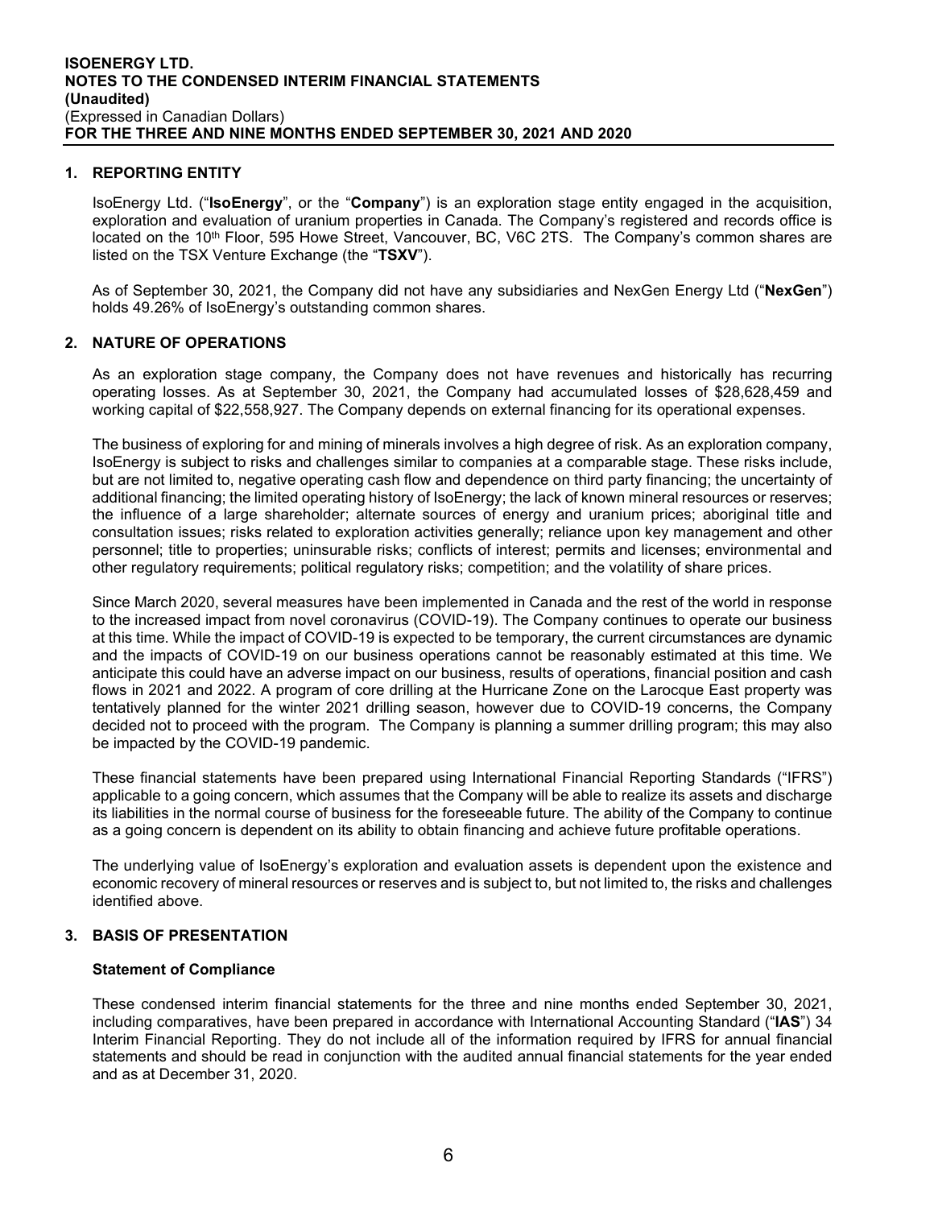## 1. REPORTING ENTITY

IsoEnergy Ltd. ("**IsoEnergy**", or the "**Company**") is an exploration stage entity engaged in the acquisition, exploration and evaluation of uranium properties in Canada. The Company's registered and records office is located on the 10th Floor, 595 Howe Street, Vancouver, BC, V6C 2TS. The Company's common shares are listed on the TSX Venture Exchange (the "**TSXV**").

As of September 30, 2021, the Company did not have any subsidiaries and NexGen Energy Ltd ("**NexGen**") holds 49.26% of IsoEnergy's outstanding common shares.

## 2. NATURE OF OPERATIONS

As an exploration stage company, the Company does not have revenues and historically has recurring operating losses. As at September 30, 2021, the Company had accumulated losses of $28,628,459 and working capital of $22,558,927. The Company depends on external financing for its operational expenses.

The business of exploring for and mining of minerals involves a high degree of risk. As an exploration company, IsoEnergy is subject to risks and challenges similar to companies at a comparable stage. These risks include, but are not limited to, negative operating cash flow and dependence on third party financing; the uncertainty of additional financing; the limited operating history of IsoEnergy; the lack of known mineral resources or reserves; the influence of a large shareholder; alternate sources of energy and uranium prices; aboriginal title and consultation issues; risks related to exploration activities generally; reliance upon key management and other personnel; title to properties; uninsurable risks; conflicts of interest; permits and licenses; environmental and other regulatory requirements; political regulatory risks; competition; and the volatility of share prices.

Since March 2020, several measures have been implemented in Canada and the rest of the world in response to the increased impact from novel coronavirus (COVID-19). The Company continues to operate our business at this time. While the impact of COVID-19 is expected to be temporary, the current circumstances are dynamic and the impacts of COVID-19 on our business operations cannot be reasonably estimated at this time. We anticipate this could have an adverse impact on our business, results of operations, financial position and cash flows in 2021 and 2022. A program of core drilling at the Hurricane Zone on the Larocque East property was tentatively planned for the winter 2021 drilling season, however due to COVID-19 concerns, the Company decided not to proceed with the program. The Company is planning a summer drilling program; this may also be impacted by the COVID-19 pandemic.

These financial statements have been prepared using International Financial Reporting Standards ("IFRS") applicable to a going concern, which assumes that the Company will be able to realize its assets and discharge its liabilities in the normal course of business for the foreseeable future. The ability of the Company to continue as a going concern is dependent on its ability to obtain financing and achieve future profitable operations.

The underlying value of IsoEnergy's exploration and evaluation assets is dependent upon the existence and economic recovery of mineral resources or reserves and is subject to, but not limited to, the risks and challenges identified above.

## 3. BASIS OF PRESENTATION

### Statement of Compliance

These condensed interim financial statements for the three and nine months ended September 30, 2021, including comparatives, have been prepared in accordance with International Accounting Standard ("**IAS**") 34 Interim Financial Reporting. They do not include all of the information required by IFRS for annual financial statements and should be read in conjunction with the audited annual financial statements for the year ended and as at December 31, 2020.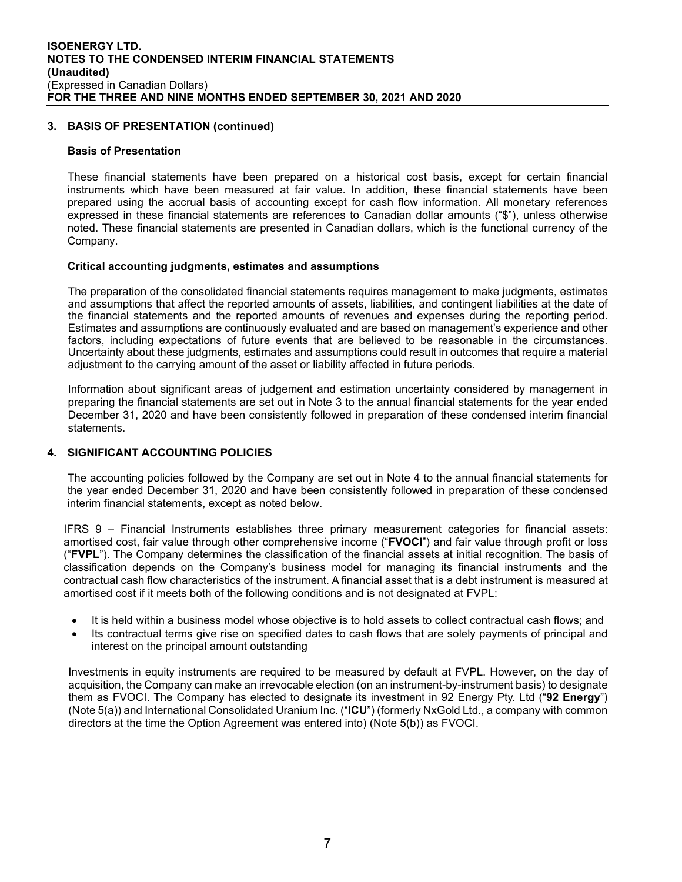## 3. BASIS OF PRESENTATION (continued)

### Basis of Presentation

These financial statements have been prepared on a historical cost basis, except for certain financial instruments which have been measured at fair value. In addition, these financial statements have been prepared using the accrual basis of accounting except for cash flow information. All monetary references expressed in these financial statements are references to Canadian dollar amounts ("$"), unless otherwise noted. These financial statements are presented in Canadian dollars, which is the functional currency of the Company.

### Critical accounting judgments, estimates and assumptions

The preparation of the consolidated financial statements requires management to make judgments, estimates and assumptions that affect the reported amounts of assets, liabilities, and contingent liabilities at the date of the financial statements and the reported amounts of revenues and expenses during the reporting period. Estimates and assumptions are continuously evaluated and are based on management's experience and other factors, including expectations of future events that are believed to be reasonable in the circumstances. Uncertainty about these judgments, estimates and assumptions could result in outcomes that require a material adjustment to the carrying amount of the asset or liability affected in future periods.

Information about significant areas of judgement and estimation uncertainty considered by management in preparing the financial statements are set out in Note 3 to the annual financial statements for the year ended December 31, 2020 and have been consistently followed in preparation of these condensed interim financial statements.

## 4. SIGNIFICANT ACCOUNTING POLICIES

The accounting policies followed by the Company are set out in Note 4 to the annual financial statements for the year ended December 31, 2020 and have been consistently followed in preparation of these condensed interim financial statements, except as noted below.

IFRS 9 – Financial Instruments establishes three primary measurement categories for financial assets: amortised cost, fair value through other comprehensive income ("**FVOCI**") and fair value through profit or loss ("**FVPL**"). The Company determines the classification of the financial assets at initial recognition. The basis of classification depends on the Company's business model for managing its financial instruments and the contractual cash flow characteristics of the instrument. A financial asset that is a debt instrument is measured at amortised cost if it meets both of the following conditions and is not designated at FVPL:

- It is held within a business model whose objective is to hold assets to collect contractual cash flows; and
- Its contractual terms give rise on specified dates to cash flows that are solely payments of principal and interest on the principal amount outstanding

Investments in equity instruments are required to be measured by default at FVPL. However, on the day of acquisition, the Company can make an irrevocable election (on an instrument-by-instrument basis) to designate them as FVOCI. The Company has elected to designate its investment in 92 Energy Pty. Ltd ("**92 Energy**") (Note 5(a)) and International Consolidated Uranium Inc. ("**ICU**") (formerly NxGold Ltd., a company with common directors at the time the Option Agreement was entered into) (Note 5(b)) as FVOCI.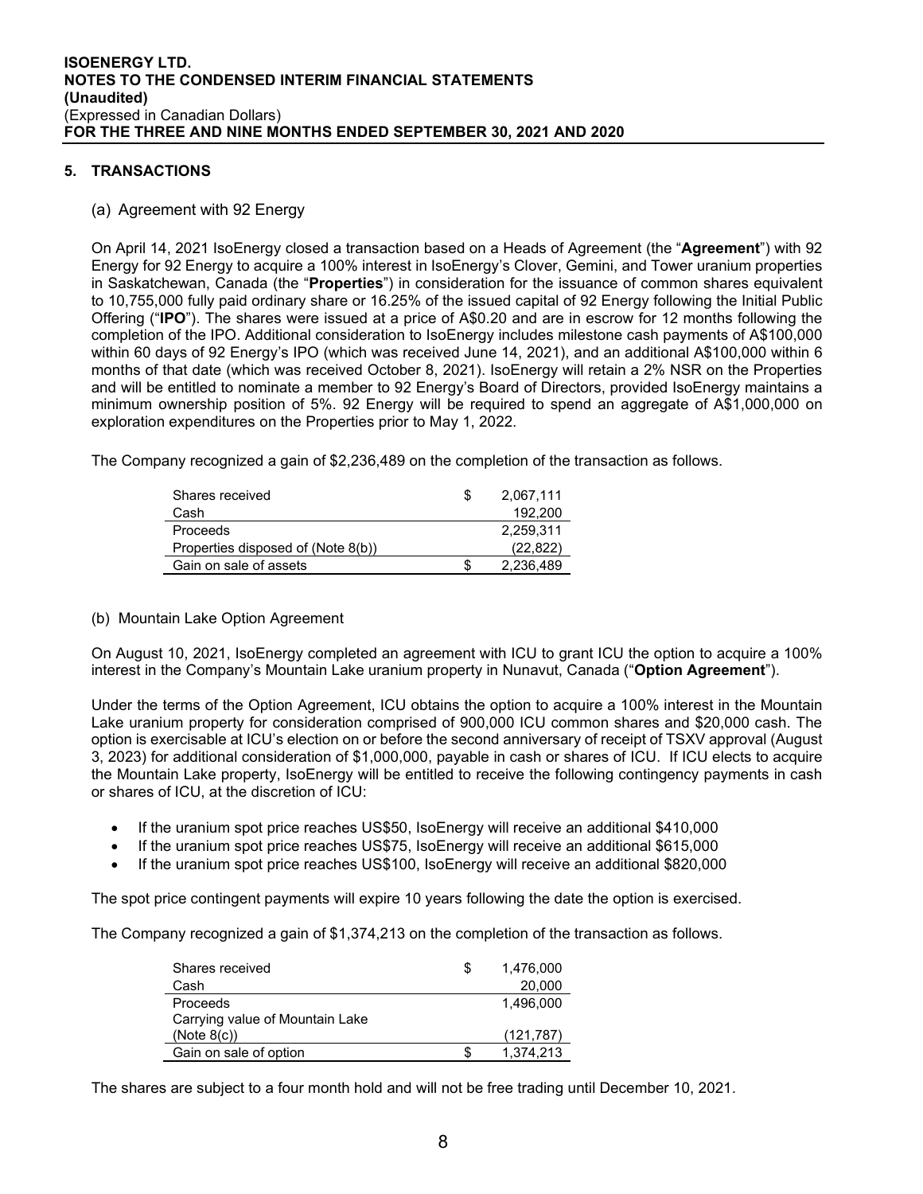## 5. TRANSACTIONS

### (a) Agreement with 92 Energy

On April 14, 2021 IsoEnergy closed a transaction based on a Heads of Agreement (the "**Agreement**") with 92 Energy for 92 Energy to acquire a 100% interest in IsoEnergy's Clover, Gemini, and Tower uranium properties in Saskatchewan, Canada (the "**Properties**") in consideration for the issuance of common shares equivalent to 10,755,000 fully paid ordinary share or 16.25% of the issued capital of 92 Energy following the Initial Public Offering ("**IPO**"). The shares were issued at a price of A$0.20 and are in escrow for 12 months following the completion of the IPO. Additional consideration to IsoEnergy includes milestone cash payments of A$100,000 within 60 days of 92 Energy's IPO (which was received June 14, 2021), and an additional A$100,000 within 6 months of that date (which was received October 8, 2021). IsoEnergy will retain a 2% NSR on the Properties and will be entitled to nominate a member to 92 Energy's Board of Directors, provided IsoEnergy maintains a minimum ownership position of 5%. 92 Energy will be required to spend an aggregate of A$1,000,000 on exploration expenditures on the Properties prior to May 1, 2022.

The Company recognized a gain of $2,236,489 on the completion of the transaction as follows.

| | | |
|---|---|---|
| Shares received | $ | 2,067,111 |
| Cash | | 192,200 |
| Proceeds | | 2,259,311 |
| Properties disposed of (Note 8(b)) | | (22,822) |
| Gain on sale of assets | $ | 2,236,489 |

### (b) Mountain Lake Option Agreement

On August 10, 2021, IsoEnergy completed an agreement with ICU to grant ICU the option to acquire a 100% interest in the Company's Mountain Lake uranium property in Nunavut, Canada ("**Option Agreement**").

Under the terms of the Option Agreement, ICU obtains the option to acquire a 100% interest in the Mountain Lake uranium property for consideration comprised of 900,000 ICU common shares and $20,000 cash. The option is exercisable at ICU's election on or before the second anniversary of receipt of TSXV approval (August 3, 2023) for additional consideration of $1,000,000, payable in cash or shares of ICU. If ICU elects to acquire the Mountain Lake property, IsoEnergy will be entitled to receive the following contingency payments in cash or shares of ICU, at the discretion of ICU:

- If the uranium spot price reaches US$50, IsoEnergy will receive an additional $410,000
- If the uranium spot price reaches US$75, IsoEnergy will receive an additional $615,000
- If the uranium spot price reaches US$100, IsoEnergy will receive an additional $820,000

The spot price contingent payments will expire 10 years following the date the option is exercised.

The Company recognized a gain of $1,374,213 on the completion of the transaction as follows.

| | | |
|---|---|---|
| Shares received | $ | 1,476,000 |
| Cash | | 20,000 |
| Proceeds | | 1,496,000 |
| Carrying value of Mountain Lake (Note 8(c)) | | (121,787) |
| Gain on sale of option | $ | 1,374,213 |

The shares are subject to a four month hold and will not be free trading until December 10, 2021.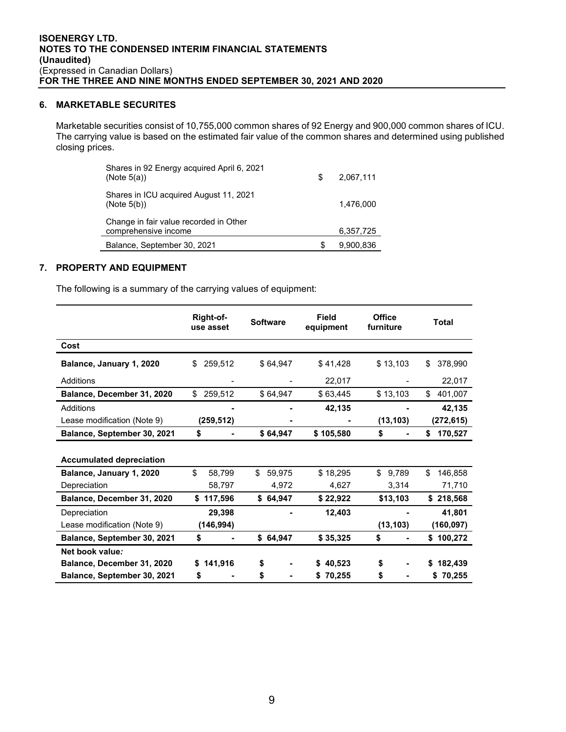## 6. MARKETABLE SECURITES

Marketable securities consist of 10,755,000 common shares of 92 Energy and 900,000 common shares of ICU. The carrying value is based on the estimated fair value of the common shares and determined using published closing prices.

| | |
|---|---|
| Shares in 92 Energy acquired April 6, 2021 (Note 5(a)) | $ 2,067,111 |
| Shares in ICU acquired August 11, 2021 (Note 5(b)) | 1,476,000 |
| Change in fair value recorded in Other comprehensive income | 6,357,725 |
| Balance, September 30, 2021 | $ 9,900,836 |

## 7. PROPERTY AND EQUIPMENT

The following is a summary of the carrying values of equipment:

| | Right-of-use asset | Software | Field equipment | Office furniture | Total |
|---|---|---|---|---|---|
| **Cost** | | | | | |
| **Balance, January 1, 2020** | $ 259,512 | $ 64,947 | $ 41,428 | $ 13,103 | $ 378,990 |
| Additions | - | - | 22,017 | - | 22,017 |
| **Balance, December 31, 2020** | $ 259,512 | $ 64,947 | $ 63,445 | $ 13,103 | $ 401,007 |
| Additions | **-** | **-** | **42,135** | **-** | **42,135** |
| Lease modification (Note 9) | **(259,512)** | **-** | **-** | **(13,103)** | **(272,615)** |
| **Balance, September 30, 2021** | **$ -** | **$ 64,947** | **$ 105,580** | **$ -** | **$ 170,527** |
| | | | | | |
| **Accumulated depreciation** | | | | | |
| **Balance, January 1, 2020** | $ 58,799 | $ 59,975 | $ 18,295 | $ 9,789 | $ 146,858 |
| Depreciation | 58,797 | 4,972 | 4,627 | 3,314 | 71,710 |
| **Balance, December 31, 2020** | **$ 117,596** | **$ 64,947** | **$ 22,922** | **$13,103** | **$ 218,568** |
| Depreciation | **29,398** | **-** | **12,403** | **-** | **41,801** |
| Lease modification (Note 9) | **(146,994)** | | | **(13,103)** | **(160,097)** |
| **Balance, September 30, 2021** | **$ -** | **$ 64,947** | **$ 35,325** | **$ -** | **$ 100,272** |
| ***Net book value:*** | | | | | |
| **Balance, December 31, 2020** | **$ 141,916** | **$ -** | **$ 40,523** | **$ -** | **$ 182,439** |
| **Balance, September 30, 2021** | **$ -** | **$ -** | **$ 70,255** | **$ -** | **$ 70,255** |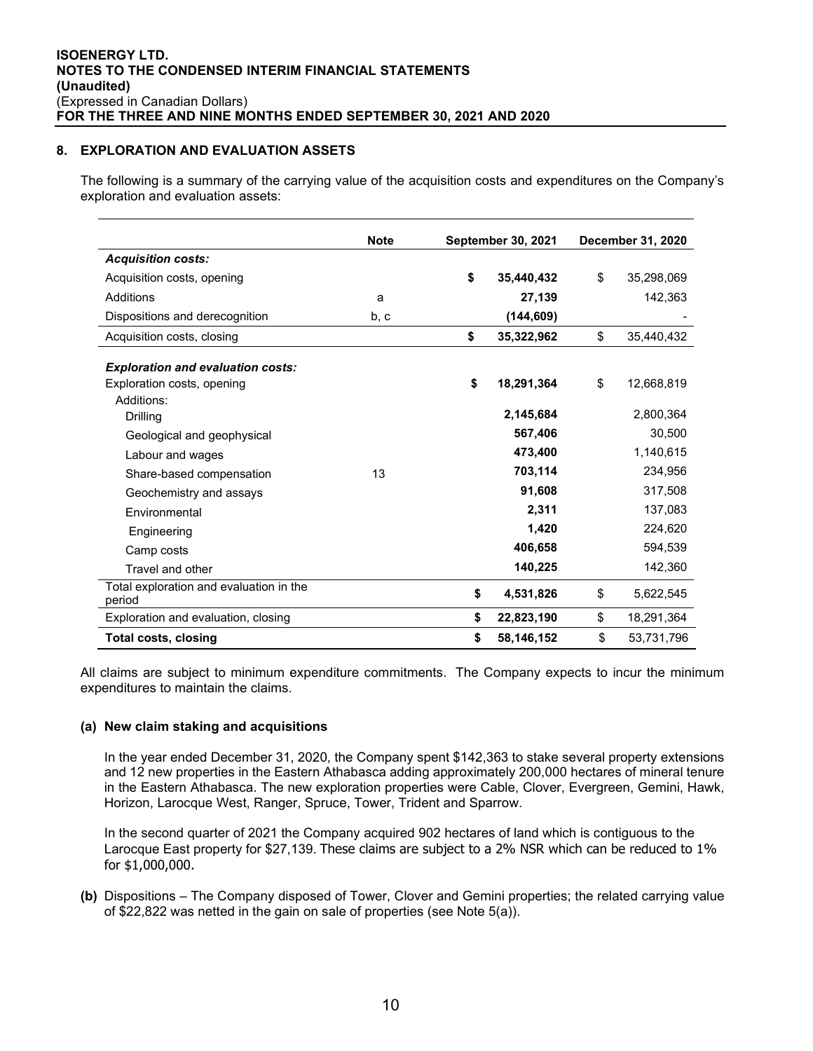## 8. EXPLORATION AND EVALUATION ASSETS

The following is a summary of the carrying value of the acquisition costs and expenditures on the Company's exploration and evaluation assets:

| | Note | September 30, 2021 | December 31, 2020 |
|---|---|---|---|
| ***Acquisition costs:*** | | | |
| Acquisition costs, opening | | **$ 35,440,432** | $ 35,298,069 |
| Additions | a | **27,139** | 142,363 |
| Dispositions and derecognition | b, c | **(144,609)** | - |
| Acquisition costs, closing | | **$ 35,322,962** | $ 35,440,432 |
| ***Exploration and evaluation costs:*** | | | |
| Exploration costs, opening | | **$ 18,291,364** | $ 12,668,819 |
| Additions: | | | |
| Drilling | | **2,145,684** | 2,800,364 |
| Geological and geophysical | | **567,406** | 30,500 |
| Labour and wages | | **473,400** | 1,140,615 |
| Share-based compensation | 13 | **703,114** | 234,956 |
| Geochemistry and assays | | **91,608** | 317,508 |
| Environmental | | **2,311** | 137,083 |
| Engineering | | **1,420** | 224,620 |
| Camp costs | | **406,658** | 594,539 |
| Travel and other | | **140,225** | 142,360 |
| Total exploration and evaluation in the period | | **$ 4,531,826** | $ 5,622,545 |
| Exploration and evaluation, closing | | **$ 22,823,190** | $ 18,291,364 |
| **Total costs, closing** | | **$ 58,146,152** | $ 53,731,796 |

All claims are subject to minimum expenditure commitments. The Company expects to incur the minimum expenditures to maintain the claims.

### (a) New claim staking and acquisitions

In the year ended December 31, 2020, the Company spent $142,363 to stake several property extensions and 12 new properties in the Eastern Athabasca adding approximately 200,000 hectares of mineral tenure in the Eastern Athabasca. The new exploration properties were Cable, Clover, Evergreen, Gemini, Hawk, Horizon, Larocque West, Ranger, Spruce, Tower, Trident and Sparrow.

In the second quarter of 2021 the Company acquired 902 hectares of land which is contiguous to the Larocque East property for $27,139. These claims are subject to a 2% NSR which can be reduced to 1% for $1,000,000.

**(b)** Dispositions – The Company disposed of Tower, Clover and Gemini properties; the related carrying value of $22,822 was netted in the gain on sale of properties (see Note 5(a)).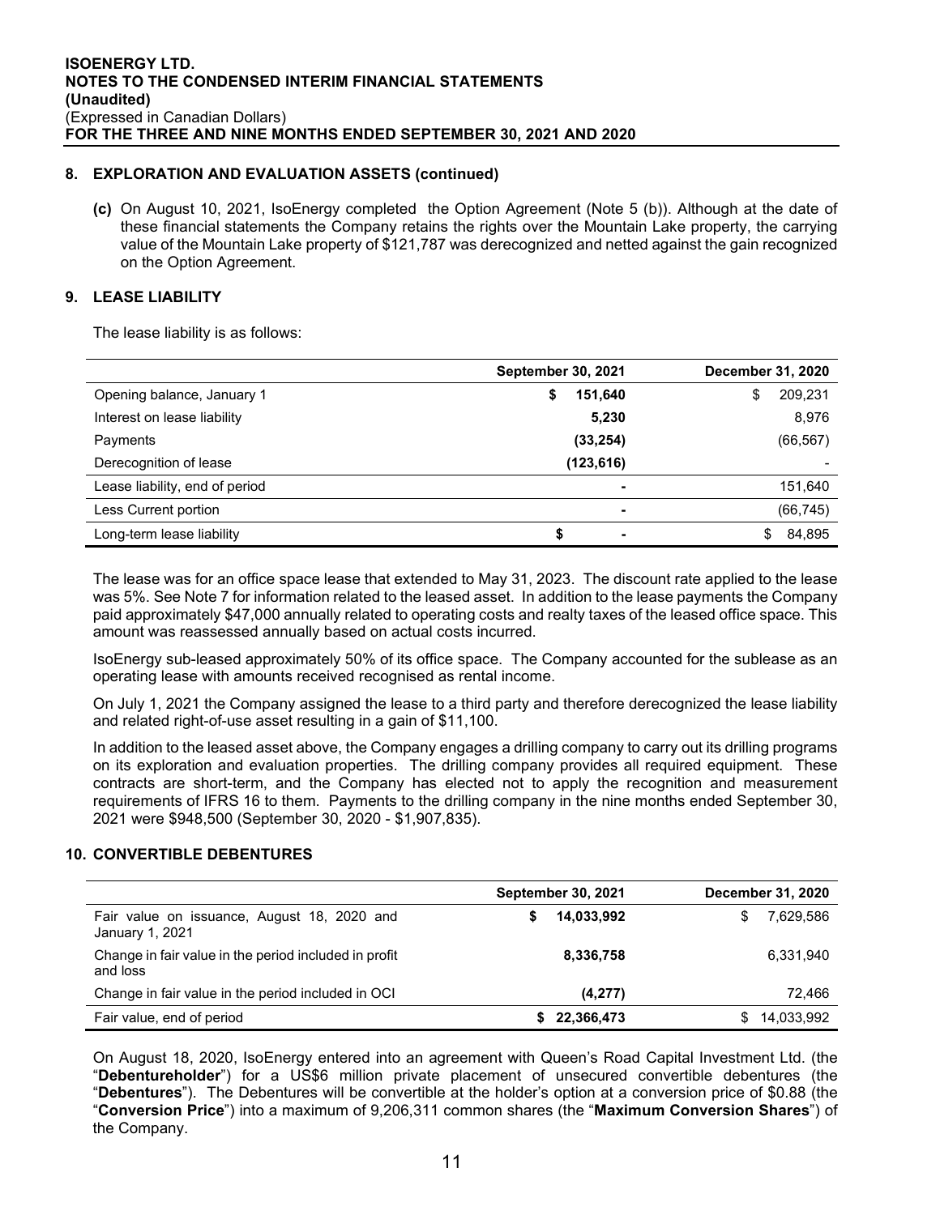## 8. EXPLORATION AND EVALUATION ASSETS (continued)

**(c)** On August 10, 2021, IsoEnergy completed the Option Agreement (Note 5 (b)). Although at the date of these financial statements the Company retains the rights over the Mountain Lake property, the carrying value of the Mountain Lake property of $121,787 was derecognized and netted against the gain recognized on the Option Agreement.

## 9. LEASE LIABILITY

The lease liability is as follows:

| | September 30, 2021 | December 31, 2020 |
|---|---|---|
| Opening balance, January 1 | **$ 151,640** | $ 209,231 |
| Interest on lease liability | **5,230** | 8,976 |
| Payments | **(33,254)** | (66,567) |
| Derecognition of lease | **(123,616)** | - |
| Lease liability, end of period | **-** | 151,640 |
| Less Current portion | **-** | (66,745) |
| Long-term lease liability | **$ -** | $ 84,895 |

The lease was for an office space lease that extended to May 31, 2023. The discount rate applied to the lease was 5%. See Note 7 for information related to the leased asset. In addition to the lease payments the Company paid approximately $47,000 annually related to operating costs and realty taxes of the leased office space. This amount was reassessed annually based on actual costs incurred.

IsoEnergy sub-leased approximately 50% of its office space. The Company accounted for the sublease as an operating lease with amounts received recognised as rental income.

On July 1, 2021 the Company assigned the lease to a third party and therefore derecognized the lease liability and related right-of-use asset resulting in a gain of $11,100.

In addition to the leased asset above, the Company engages a drilling company to carry out its drilling programs on its exploration and evaluation properties. The drilling company provides all required equipment. These contracts are short-term, and the Company has elected not to apply the recognition and measurement requirements of IFRS 16 to them. Payments to the drilling company in the nine months ended September 30, 2021 were $948,500 (September 30, 2020 - $1,907,835).

## 10. CONVERTIBLE DEBENTURES

| | September 30, 2021 | December 31, 2020 |
|---|---|---|
| Fair value on issuance, August 18, 2020 and January 1, 2021 | **$ 14,033,992** | $ 7,629,586 |
| Change in fair value in the period included in profit and loss | **8,336,758** | 6,331,940 |
| Change in fair value in the period included in OCI | **(4,277)** | 72,466 |
| Fair value, end of period | **$ 22,366,473** | $ 14,033,992 |

On August 18, 2020, IsoEnergy entered into an agreement with Queen's Road Capital Investment Ltd. (the "**Debentureholder**") for a US$6 million private placement of unsecured convertible debentures (the "**Debentures**"). The Debentures will be convertible at the holder's option at a conversion price of $0.88 (the "**Conversion Price**") into a maximum of 9,206,311 common shares (the "**Maximum Conversion Shares**") of the Company.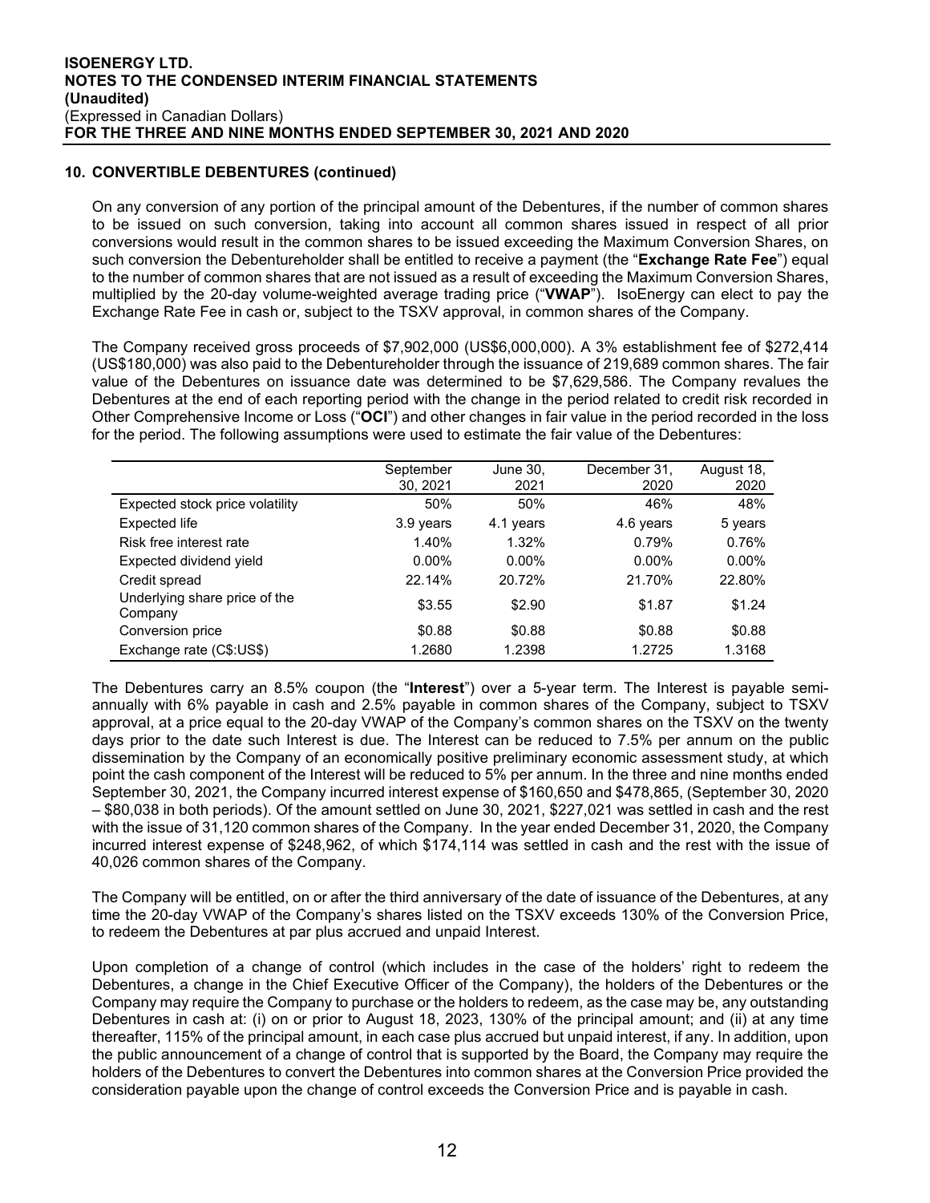## 10. CONVERTIBLE DEBENTURES (continued)

On any conversion of any portion of the principal amount of the Debentures, if the number of common shares to be issued on such conversion, taking into account all common shares issued in respect of all prior conversions would result in the common shares to be issued exceeding the Maximum Conversion Shares, on such conversion the Debentureholder shall be entitled to receive a payment (the "**Exchange Rate Fee**") equal to the number of common shares that are not issued as a result of exceeding the Maximum Conversion Shares, multiplied by the 20-day volume-weighted average trading price ("**VWAP**"). IsoEnergy can elect to pay the Exchange Rate Fee in cash or, subject to the TSXV approval, in common shares of the Company.

The Company received gross proceeds of $7,902,000 (US$6,000,000). A 3% establishment fee of $272,414 (US$180,000) was also paid to the Debentureholder through the issuance of 219,689 common shares. The fair value of the Debentures on issuance date was determined to be $7,629,586. The Company revalues the Debentures at the end of each reporting period with the change in the period related to credit risk recorded in Other Comprehensive Income or Loss ("**OCI**") and other changes in fair value in the period recorded in the loss for the period. The following assumptions were used to estimate the fair value of the Debentures:

| | September 30, 2021 | June 30, 2021 | December 31, 2020 | August 18, 2020 |
|---|---|---|---|---|
| Expected stock price volatility | 50% | 50% | 46% | 48% |
| Expected life | 3.9 years | 4.1 years | 4.6 years | 5 years |
| Risk free interest rate | 1.40% | 1.32% | 0.79% | 0.76% |
| Expected dividend yield | 0.00% | 0.00% | 0.00% | 0.00% |
| Credit spread | 22.14% | 20.72% | 21.70% | 22.80% |
| Underlying share price of the Company | $3.55 | $2.90 | $1.87 | $1.24 |
| Conversion price | $0.88 | $0.88 | $0.88 | $0.88 |
| Exchange rate (C$:US$) | 1.2680 | 1.2398 | 1.2725 | 1.3168 |

The Debentures carry an 8.5% coupon (the "**Interest**") over a 5-year term. The Interest is payable semi-annually with 6% payable in cash and 2.5% payable in common shares of the Company, subject to TSXV approval, at a price equal to the 20-day VWAP of the Company's common shares on the TSXV on the twenty days prior to the date such Interest is due. The Interest can be reduced to 7.5% per annum on the public dissemination by the Company of an economically positive preliminary economic assessment study, at which point the cash component of the Interest will be reduced to 5% per annum. In the three and nine months ended September 30, 2021, the Company incurred interest expense of $160,650 and $478,865, (September 30, 2020 – $80,038 in both periods). Of the amount settled on June 30, 2021, $227,021 was settled in cash and the rest with the issue of 31,120 common shares of the Company. In the year ended December 31, 2020, the Company incurred interest expense of $248,962, of which $174,114 was settled in cash and the rest with the issue of 40,026 common shares of the Company.

The Company will be entitled, on or after the third anniversary of the date of issuance of the Debentures, at any time the 20-day VWAP of the Company's shares listed on the TSXV exceeds 130% of the Conversion Price, to redeem the Debentures at par plus accrued and unpaid Interest.

Upon completion of a change of control (which includes in the case of the holders' right to redeem the Debentures, a change in the Chief Executive Officer of the Company), the holders of the Debentures or the Company may require the Company to purchase or the holders to redeem, as the case may be, any outstanding Debentures in cash at: (i) on or prior to August 18, 2023, 130% of the principal amount; and (ii) at any time thereafter, 115% of the principal amount, in each case plus accrued but unpaid interest, if any. In addition, upon the public announcement of a change of control that is supported by the Board, the Company may require the holders of the Debentures to convert the Debentures into common shares at the Conversion Price provided the consideration payable upon the change of control exceeds the Conversion Price and is payable in cash.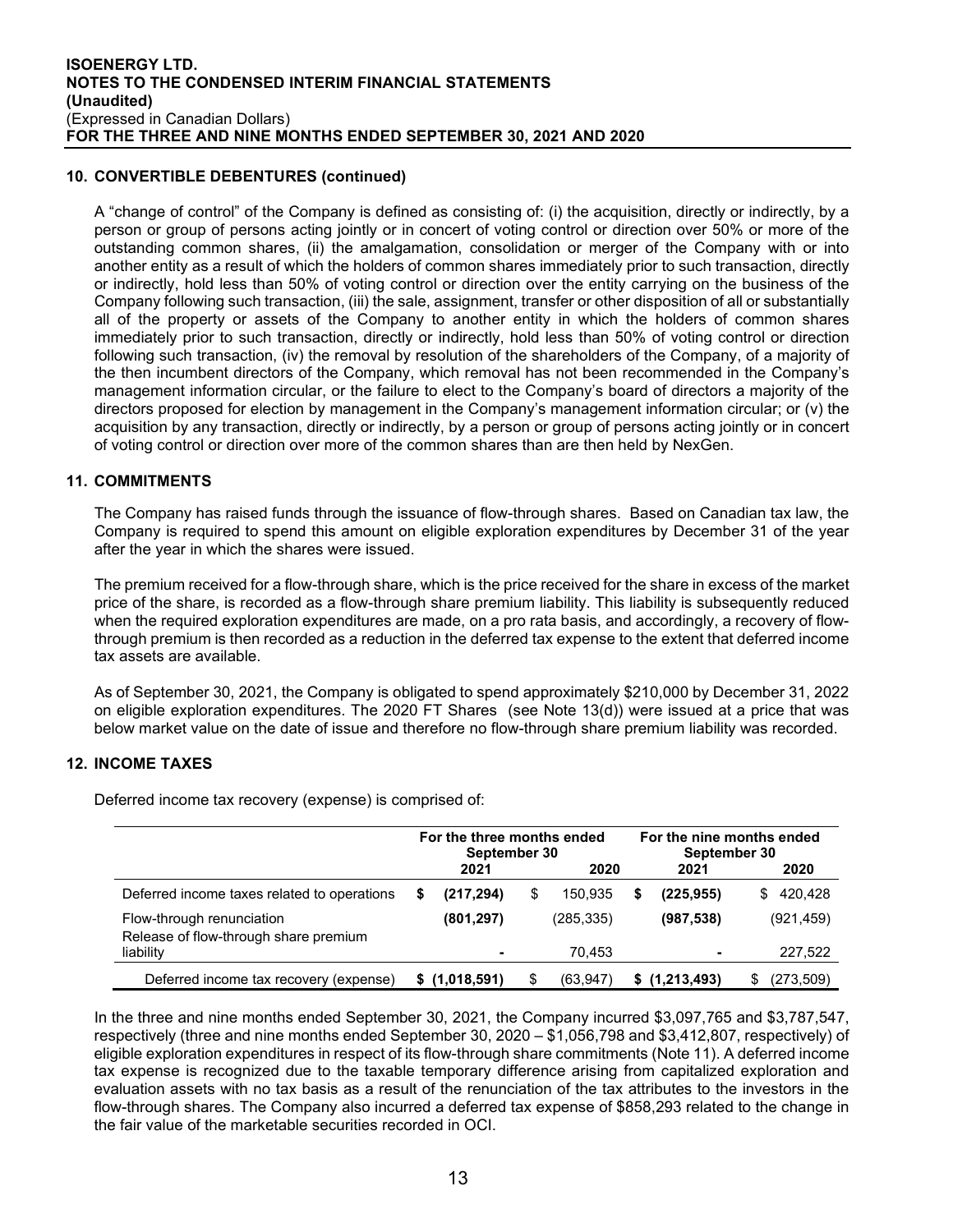## 10. CONVERTIBLE DEBENTURES (continued)

A "change of control" of the Company is defined as consisting of: (i) the acquisition, directly or indirectly, by a person or group of persons acting jointly or in concert of voting control or direction over 50% or more of the outstanding common shares, (ii) the amalgamation, consolidation or merger of the Company with or into another entity as a result of which the holders of common shares immediately prior to such transaction, directly or indirectly, hold less than 50% of voting control or direction over the entity carrying on the business of the Company following such transaction, (iii) the sale, assignment, transfer or other disposition of all or substantially all of the property or assets of the Company to another entity in which the holders of common shares immediately prior to such transaction, directly or indirectly, hold less than 50% of voting control or direction following such transaction, (iv) the removal by resolution of the shareholders of the Company, of a majority of the then incumbent directors of the Company, which removal has not been recommended in the Company's management information circular, or the failure to elect to the Company's board of directors a majority of the directors proposed for election by management in the Company's management information circular; or (v) the acquisition by any transaction, directly or indirectly, by a person or group of persons acting jointly or in concert of voting control or direction over more of the common shares than are then held by NexGen.

## 11. COMMITMENTS

The Company has raised funds through the issuance of flow-through shares. Based on Canadian tax law, the Company is required to spend this amount on eligible exploration expenditures by December 31 of the year after the year in which the shares were issued.

The premium received for a flow-through share, which is the price received for the share in excess of the market price of the share, is recorded as a flow-through share premium liability. This liability is subsequently reduced when the required exploration expenditures are made, on a pro rata basis, and accordingly, a recovery of flow-through premium is then recorded as a reduction in the deferred tax expense to the extent that deferred income tax assets are available.

As of September 30, 2021, the Company is obligated to spend approximately $210,000 by December 31, 2022 on eligible exploration expenditures. The 2020 FT Shares (see Note 13(d)) were issued at a price that was below market value on the date of issue and therefore no flow-through share premium liability was recorded.

## 12. INCOME TAXES

Deferred income tax recovery (expense) is comprised of:

| | For the three months ended September 30 | | For the nine months ended September 30 | |
|---|---|---|---|---|
| | 2021 | 2020 | 2021 | 2020 |
| Deferred income taxes related to operations | $ **(217,294)** | $ 150,935 | $ **(225,955)** | $ 420,428 |
| Flow-through renunciation | **(801,297)** | (285,335) | **(987,538)** | (921,459) |
| Release of flow-through share premium liability | **-** | 70,453 | **-** | 227,522 |
| Deferred income tax recovery (expense) | $ **(1,018,591)** | $ (63,947) | $ **(1,213,493)** | $ (273,509) |

In the three and nine months ended September 30, 2021, the Company incurred $3,097,765 and $3,787,547, respectively (three and nine months ended September 30, 2020 – $1,056,798 and $3,412,807, respectively) of eligible exploration expenditures in respect of its flow-through share commitments (Note 11). A deferred income tax expense is recognized due to the taxable temporary difference arising from capitalized exploration and evaluation assets with no tax basis as a result of the renunciation of the tax attributes to the investors in the flow-through shares. The Company also incurred a deferred tax expense of $858,293 related to the change in the fair value of the marketable securities recorded in OCI.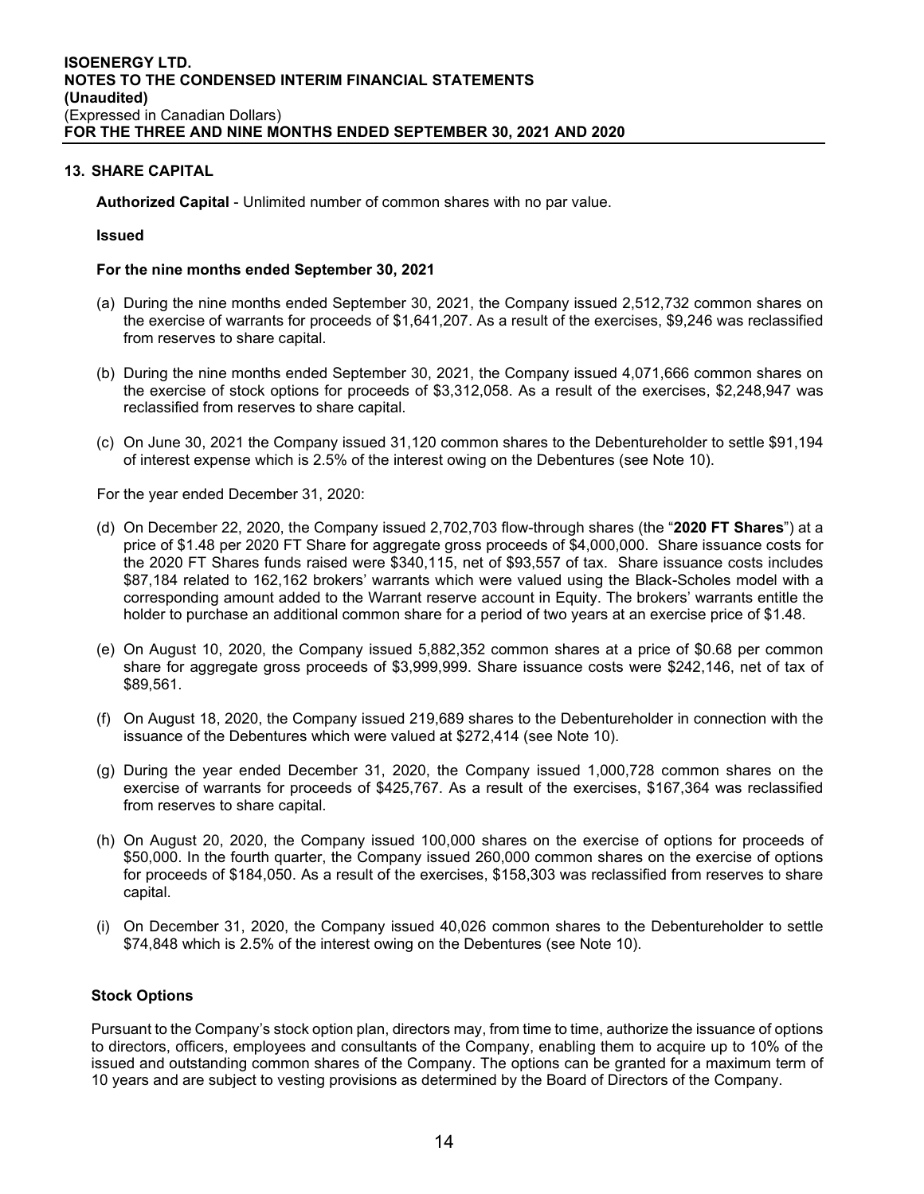## 13. SHARE CAPITAL

**Authorized Capital** - Unlimited number of common shares with no par value.

**Issued**

**For the nine months ended September 30, 2021**

(a) During the nine months ended September 30, 2021, the Company issued 2,512,732 common shares on the exercise of warrants for proceeds of $1,641,207. As a result of the exercises, $9,246 was reclassified from reserves to share capital.

(b) During the nine months ended September 30, 2021, the Company issued 4,071,666 common shares on the exercise of stock options for proceeds of $3,312,058. As a result of the exercises, $2,248,947 was reclassified from reserves to share capital.

(c) On June 30, 2021 the Company issued 31,120 common shares to the Debentureholder to settle $91,194 of interest expense which is 2.5% of the interest owing on the Debentures (see Note 10).

For the year ended December 31, 2020:

(d) On December 22, 2020, the Company issued 2,702,703 flow-through shares (the "**2020 FT Shares**") at a price of $1.48 per 2020 FT Share for aggregate gross proceeds of $4,000,000. Share issuance costs for the 2020 FT Shares funds raised were $340,115, net of $93,557 of tax. Share issuance costs includes $87,184 related to 162,162 brokers' warrants which were valued using the Black-Scholes model with a corresponding amount added to the Warrant reserve account in Equity. The brokers' warrants entitle the holder to purchase an additional common share for a period of two years at an exercise price of $1.48.

(e) On August 10, 2020, the Company issued 5,882,352 common shares at a price of $0.68 per common share for aggregate gross proceeds of $3,999,999. Share issuance costs were $242,146, net of tax of $89,561.

(f) On August 18, 2020, the Company issued 219,689 shares to the Debentureholder in connection with the issuance of the Debentures which were valued at $272,414 (see Note 10).

(g) During the year ended December 31, 2020, the Company issued 1,000,728 common shares on the exercise of warrants for proceeds of $425,767. As a result of the exercises, $167,364 was reclassified from reserves to share capital.

(h) On August 20, 2020, the Company issued 100,000 shares on the exercise of options for proceeds of $50,000. In the fourth quarter, the Company issued 260,000 common shares on the exercise of options for proceeds of $184,050. As a result of the exercises, $158,303 was reclassified from reserves to share capital.

(i) On December 31, 2020, the Company issued 40,026 common shares to the Debentureholder to settle $74,848 which is 2.5% of the interest owing on the Debentures (see Note 10).

**Stock Options**

Pursuant to the Company's stock option plan, directors may, from time to time, authorize the issuance of options to directors, officers, employees and consultants of the Company, enabling them to acquire up to 10% of the issued and outstanding common shares of the Company. The options can be granted for a maximum term of 10 years and are subject to vesting provisions as determined by the Board of Directors of the Company.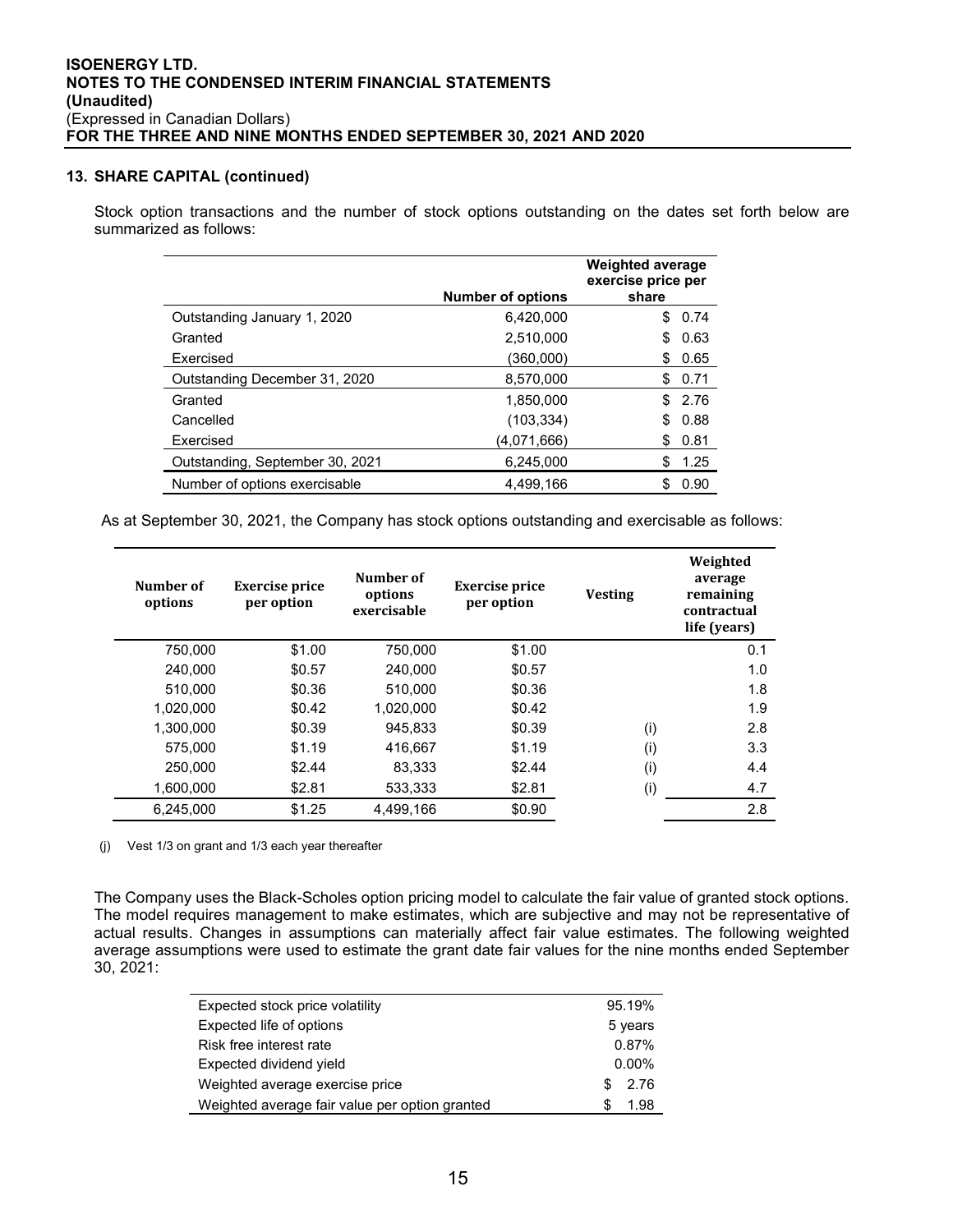**ISOENERGY LTD.**
**NOTES TO THE CONDENSED INTERIM FINANCIAL STATEMENTS**
**(Unaudited)**
(Expressed in Canadian Dollars)
**FOR THE THREE AND NINE MONTHS ENDED SEPTEMBER 30, 2021 AND 2020**

## 13. SHARE CAPITAL (continued)

Stock option transactions and the number of stock options outstanding on the dates set forth below are summarized as follows:

| | Number of options | Weighted average exercise price per share |
|---|---|---|
| Outstanding January 1, 2020 | 6,420,000 | $ 0.74 |
| Granted | 2,510,000 | $ 0.63 |
| Exercised | (360,000) | $ 0.65 |
| Outstanding December 31, 2020 | 8,570,000 | $ 0.71 |
| Granted | 1,850,000 | $ 2.76 |
| Cancelled | (103,334) | $ 0.88 |
| Exercised | (4,071,666) | $ 0.81 |
| Outstanding, September 30, 2021 | 6,245,000 | $ 1.25 |
| Number of options exercisable | 4,499,166 | $ 0.90 |

As at September 30, 2021, the Company has stock options outstanding and exercisable as follows:

| Number of options | Exercise price per option | Number of options exercisable | Exercise price per option | Vesting | Weighted average remaining contractual life (years) |
|---|---|---|---|---|---|
| 750,000 | $1.00 | 750,000 | $1.00 | | 0.1 |
| 240,000 | $0.57 | 240,000 | $0.57 | | 1.0 |
| 510,000 | $0.36 | 510,000 | $0.36 | | 1.8 |
| 1,020,000 | $0.42 | 1,020,000 | $0.42 | | 1.9 |
| 1,300,000 | $0.39 | 945,833 | $0.39 | (i) | 2.8 |
| 575,000 | $1.19 | 416,667 | $1.19 | (i) | 3.3 |
| 250,000 | $2.44 | 83,333 | $2.44 | (i) | 4.4 |
| 1,600,000 | $2.81 | 533,333 | $2.81 | (i) | 4.7 |
| 6,245,000 | $1.25 | 4,499,166 | $0.90 | | 2.8 |

(j) Vest 1/3 on grant and 1/3 each year thereafter

The Company uses the Black-Scholes option pricing model to calculate the fair value of granted stock options. The model requires management to make estimates, which are subjective and may not be representative of actual results. Changes in assumptions can materially affect fair value estimates. The following weighted average assumptions were used to estimate the grant date fair values for the nine months ended September 30, 2021:

| | |
|---|---|
| Expected stock price volatility | 95.19% |
| Expected life of options | 5 years |
| Risk free interest rate | 0.87% |
| Expected dividend yield | 0.00% |
| Weighted average exercise price | $ 2.76 |
| Weighted average fair value per option granted | $ 1.98 |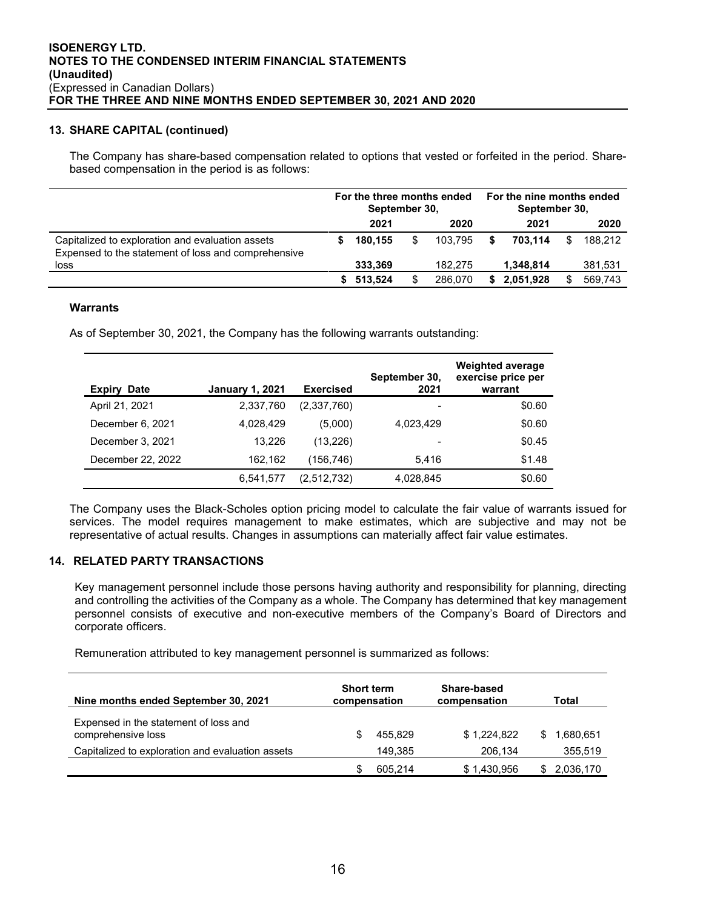## 13. SHARE CAPITAL (continued)

The Company has share-based compensation related to options that vested or forfeited in the period. Share-based compensation in the period is as follows:

| | For the three months ended September 30, | | For the nine months ended September 30, | |
|---|---|---|---|---|
| | **2021** | 2020 | **2021** | 2020 |
| Capitalized to exploration and evaluation assets | **$ 180,155** | $ 103,795 | **$ 703,114** | $ 188,212 |
| Expensed to the statement of loss and comprehensive loss | **333,369** | 182,275 | **1,348,814** | 381,531 |
| | **$ 513,524** | $ 286,070 | **$ 2,051,928** | $ 569,743 |

### Warrants

As of September 30, 2021, the Company has the following warrants outstanding:

| Expiry Date | January 1, 2021 | Exercised | September 30, 2021 | Weighted average exercise price per warrant |
|---|---|---|---|---|
| April 21, 2021 | 2,337,760 | (2,337,760) | - | $0.60 |
| December 6, 2021 | 4,028,429 | (5,000) | 4,023,429 | $0.60 |
| December 3, 2021 | 13,226 | (13,226) | - | $0.45 |
| December 22, 2022 | 162,162 | (156,746) | 5,416 | $1.48 |
| | 6,541,577 | (2,512,732) | 4,028,845 | $0.60 |

The Company uses the Black-Scholes option pricing model to calculate the fair value of warrants issued for services. The model requires management to make estimates, which are subjective and may not be representative of actual results. Changes in assumptions can materially affect fair value estimates.

## 14. RELATED PARTY TRANSACTIONS

Key management personnel include those persons having authority and responsibility for planning, directing and controlling the activities of the Company as a whole. The Company has determined that key management personnel consists of executive and non-executive members of the Company's Board of Directors and corporate officers.

Remuneration attributed to key management personnel is summarized as follows:

| Nine months ended September 30, 2021 | Short term compensation | Share-based compensation | Total |
|---|---|---|---|
| Expensed in the statement of loss and comprehensive loss | $ 455,829 | $ 1,224,822 | $ 1,680,651 |
| Capitalized to exploration and evaluation assets | 149,385 | 206,134 | 355,519 |
| | $ 605,214 | $ 1,430,956 | $ 2,036,170 |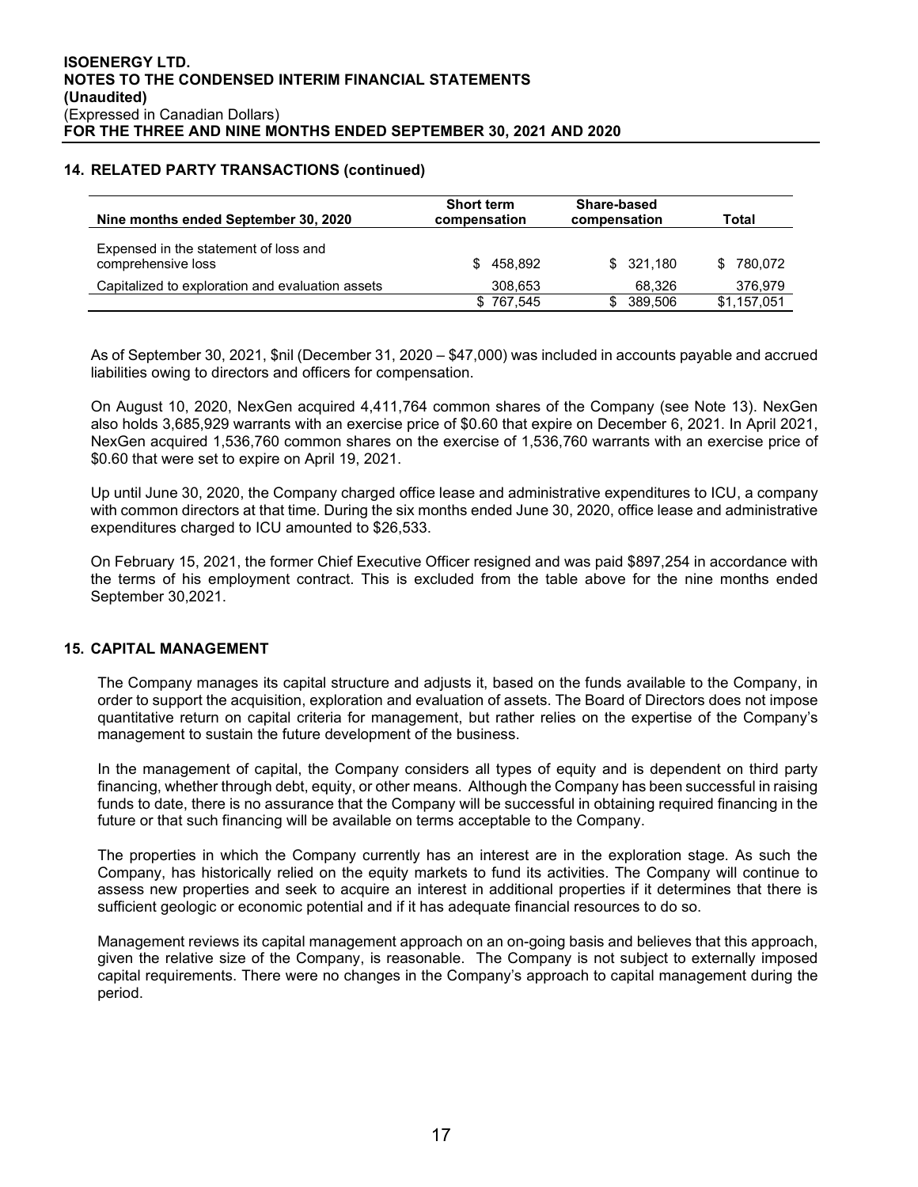## 14. RELATED PARTY TRANSACTIONS (continued)

| Nine months ended September 30, 2020 | Short term compensation | Share-based compensation | Total |
|---|---|---|---|
| Expensed in the statement of loss and comprehensive loss | $ 458,892 | $ 321,180 | $ 780,072 |
| Capitalized to exploration and evaluation assets | 308,653 | 68,326 | 376,979 |
| | $ 767,545 | $ 389,506 | $1,157,051 |

As of September 30, 2021, $nil (December 31, 2020 – $47,000) was included in accounts payable and accrued liabilities owing to directors and officers for compensation.

On August 10, 2020, NexGen acquired 4,411,764 common shares of the Company (see Note 13). NexGen also holds 3,685,929 warrants with an exercise price of $0.60 that expire on December 6, 2021. In April 2021, NexGen acquired 1,536,760 common shares on the exercise of 1,536,760 warrants with an exercise price of $0.60 that were set to expire on April 19, 2021.

Up until June 30, 2020, the Company charged office lease and administrative expenditures to ICU, a company with common directors at that time. During the six months ended June 30, 2020, office lease and administrative expenditures charged to ICU amounted to $26,533.

On February 15, 2021, the former Chief Executive Officer resigned and was paid $897,254 in accordance with the terms of his employment contract. This is excluded from the table above for the nine months ended September 30,2021.

## 15. CAPITAL MANAGEMENT

The Company manages its capital structure and adjusts it, based on the funds available to the Company, in order to support the acquisition, exploration and evaluation of assets. The Board of Directors does not impose quantitative return on capital criteria for management, but rather relies on the expertise of the Company's management to sustain the future development of the business.

In the management of capital, the Company considers all types of equity and is dependent on third party financing, whether through debt, equity, or other means. Although the Company has been successful in raising funds to date, there is no assurance that the Company will be successful in obtaining required financing in the future or that such financing will be available on terms acceptable to the Company.

The properties in which the Company currently has an interest are in the exploration stage. As such the Company, has historically relied on the equity markets to fund its activities. The Company will continue to assess new properties and seek to acquire an interest in additional properties if it determines that there is sufficient geologic or economic potential and if it has adequate financial resources to do so.

Management reviews its capital management approach on an on-going basis and believes that this approach, given the relative size of the Company, is reasonable. The Company is not subject to externally imposed capital requirements. There were no changes in the Company's approach to capital management during the period.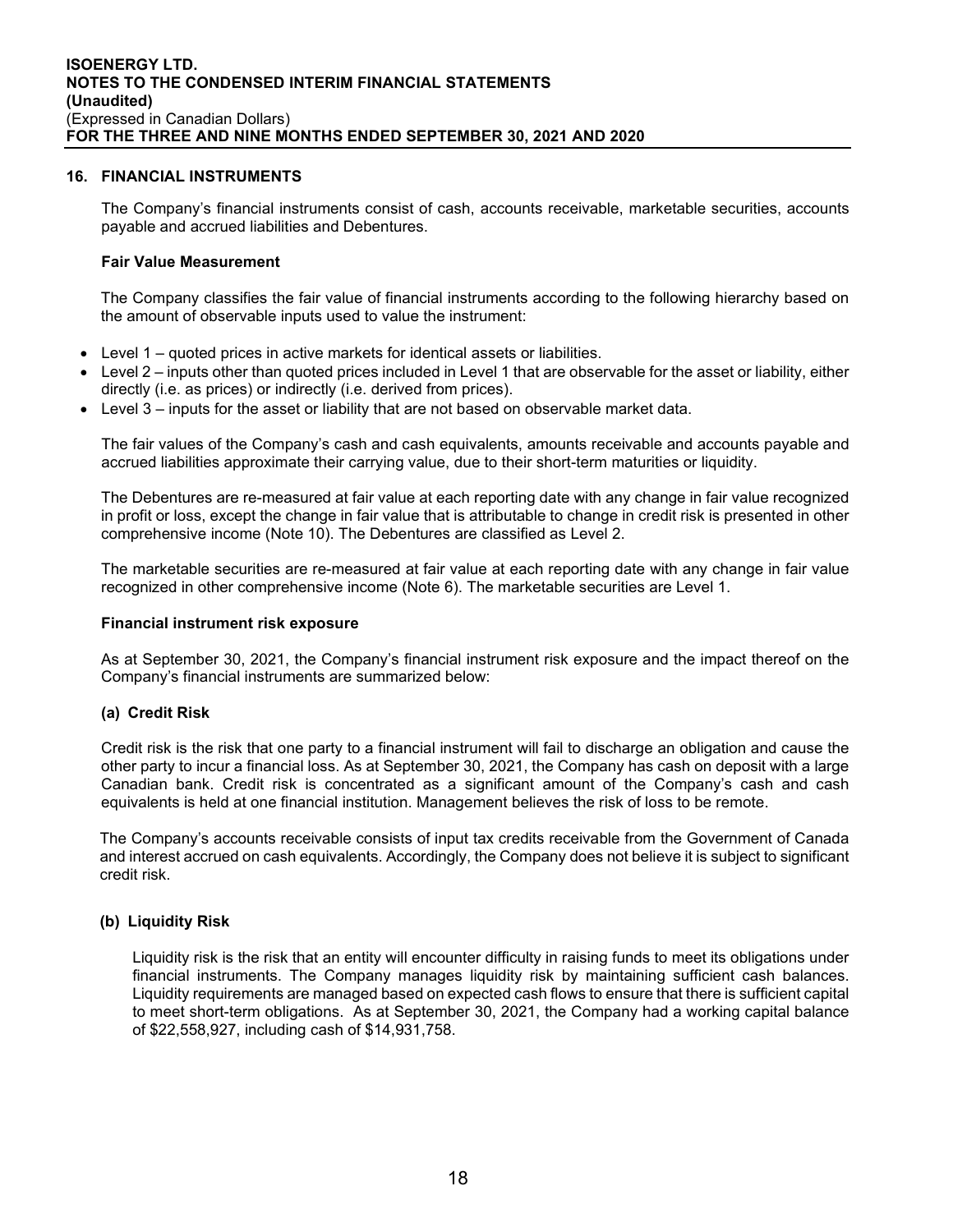## 16. FINANCIAL INSTRUMENTS

The Company's financial instruments consist of cash, accounts receivable, marketable securities, accounts payable and accrued liabilities and Debentures.

### Fair Value Measurement

The Company classifies the fair value of financial instruments according to the following hierarchy based on the amount of observable inputs used to value the instrument:

- Level 1 – quoted prices in active markets for identical assets or liabilities.
- Level 2 – inputs other than quoted prices included in Level 1 that are observable for the asset or liability, either directly (i.e. as prices) or indirectly (i.e. derived from prices).
- Level 3 – inputs for the asset or liability that are not based on observable market data.

The fair values of the Company's cash and cash equivalents, amounts receivable and accounts payable and accrued liabilities approximate their carrying value, due to their short-term maturities or liquidity.

The Debentures are re-measured at fair value at each reporting date with any change in fair value recognized in profit or loss, except the change in fair value that is attributable to change in credit risk is presented in other comprehensive income (Note 10). The Debentures are classified as Level 2.

The marketable securities are re-measured at fair value at each reporting date with any change in fair value recognized in other comprehensive income (Note 6). The marketable securities are Level 1.

### Financial instrument risk exposure

As at September 30, 2021, the Company's financial instrument risk exposure and the impact thereof on the Company's financial instruments are summarized below:

#### (a) Credit Risk

Credit risk is the risk that one party to a financial instrument will fail to discharge an obligation and cause the other party to incur a financial loss. As at September 30, 2021, the Company has cash on deposit with a large Canadian bank. Credit risk is concentrated as a significant amount of the Company's cash and cash equivalents is held at one financial institution. Management believes the risk of loss to be remote.

The Company's accounts receivable consists of input tax credits receivable from the Government of Canada and interest accrued on cash equivalents. Accordingly, the Company does not believe it is subject to significant credit risk.

#### (b) Liquidity Risk

Liquidity risk is the risk that an entity will encounter difficulty in raising funds to meet its obligations under financial instruments. The Company manages liquidity risk by maintaining sufficient cash balances. Liquidity requirements are managed based on expected cash flows to ensure that there is sufficient capital to meet short-term obligations. As at September 30, 2021, the Company had a working capital balance of $22,558,927, including cash of $14,931,758.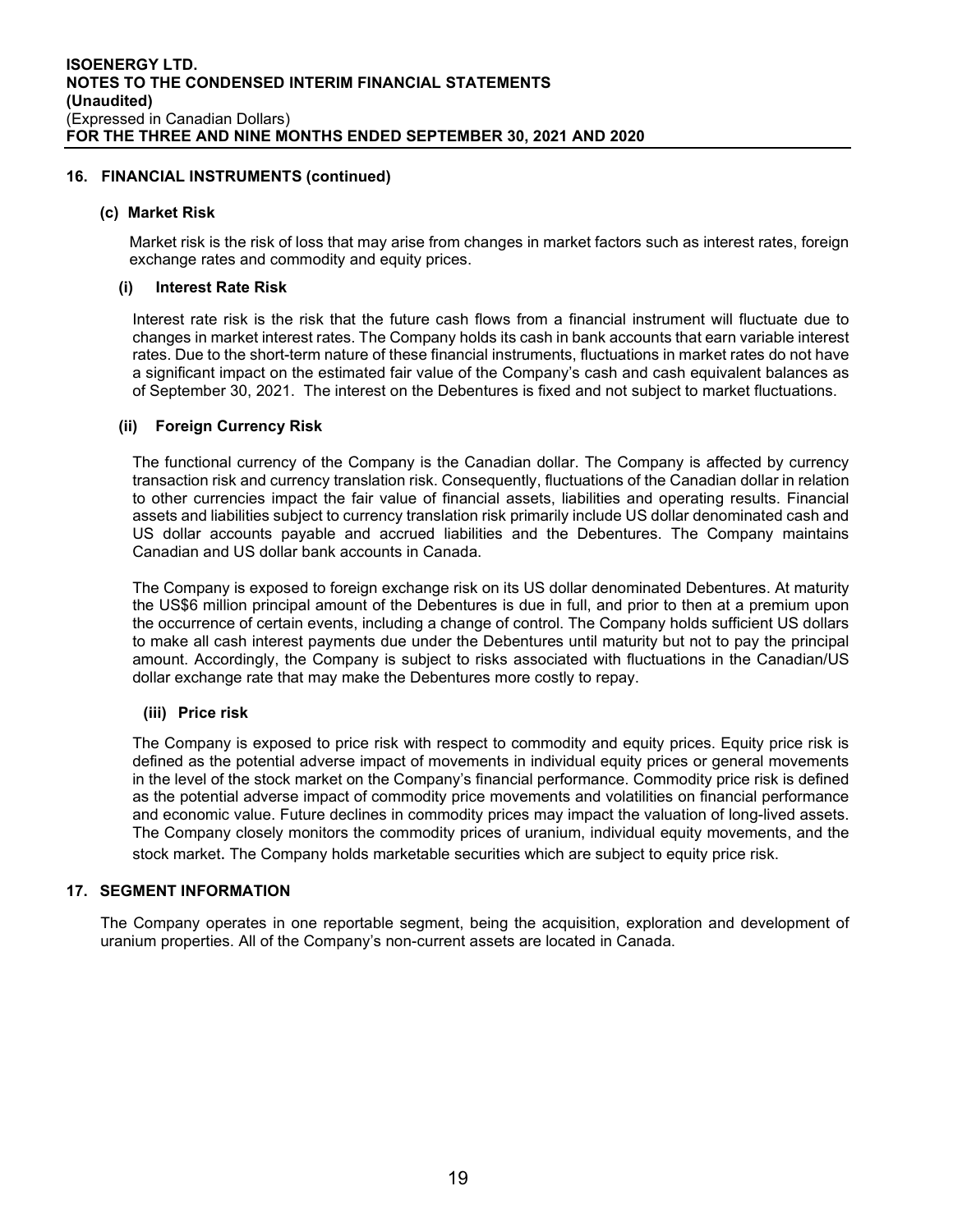## 16. FINANCIAL INSTRUMENTS (continued)

### (c) Market Risk

Market risk is the risk of loss that may arise from changes in market factors such as interest rates, foreign exchange rates and commodity and equity prices.

#### (i) Interest Rate Risk

Interest rate risk is the risk that the future cash flows from a financial instrument will fluctuate due to changes in market interest rates. The Company holds its cash in bank accounts that earn variable interest rates. Due to the short-term nature of these financial instruments, fluctuations in market rates do not have a significant impact on the estimated fair value of the Company's cash and cash equivalent balances as of September 30, 2021. The interest on the Debentures is fixed and not subject to market fluctuations.

#### (ii) Foreign Currency Risk

The functional currency of the Company is the Canadian dollar. The Company is affected by currency transaction risk and currency translation risk. Consequently, fluctuations of the Canadian dollar in relation to other currencies impact the fair value of financial assets, liabilities and operating results. Financial assets and liabilities subject to currency translation risk primarily include US dollar denominated cash and US dollar accounts payable and accrued liabilities and the Debentures. The Company maintains Canadian and US dollar bank accounts in Canada.

The Company is exposed to foreign exchange risk on its US dollar denominated Debentures. At maturity the US$6 million principal amount of the Debentures is due in full, and prior to then at a premium upon the occurrence of certain events, including a change of control. The Company holds sufficient US dollars to make all cash interest payments due under the Debentures until maturity but not to pay the principal amount. Accordingly, the Company is subject to risks associated with fluctuations in the Canadian/US dollar exchange rate that may make the Debentures more costly to repay.

#### (iii) Price risk

The Company is exposed to price risk with respect to commodity and equity prices. Equity price risk is defined as the potential adverse impact of movements in individual equity prices or general movements in the level of the stock market on the Company's financial performance. Commodity price risk is defined as the potential adverse impact of commodity price movements and volatilities on financial performance and economic value. Future declines in commodity prices may impact the valuation of long-lived assets. The Company closely monitors the commodity prices of uranium, individual equity movements, and the stock market. The Company holds marketable securities which are subject to equity price risk.

## 17. SEGMENT INFORMATION

The Company operates in one reportable segment, being the acquisition, exploration and development of uranium properties. All of the Company's non-current assets are located in Canada.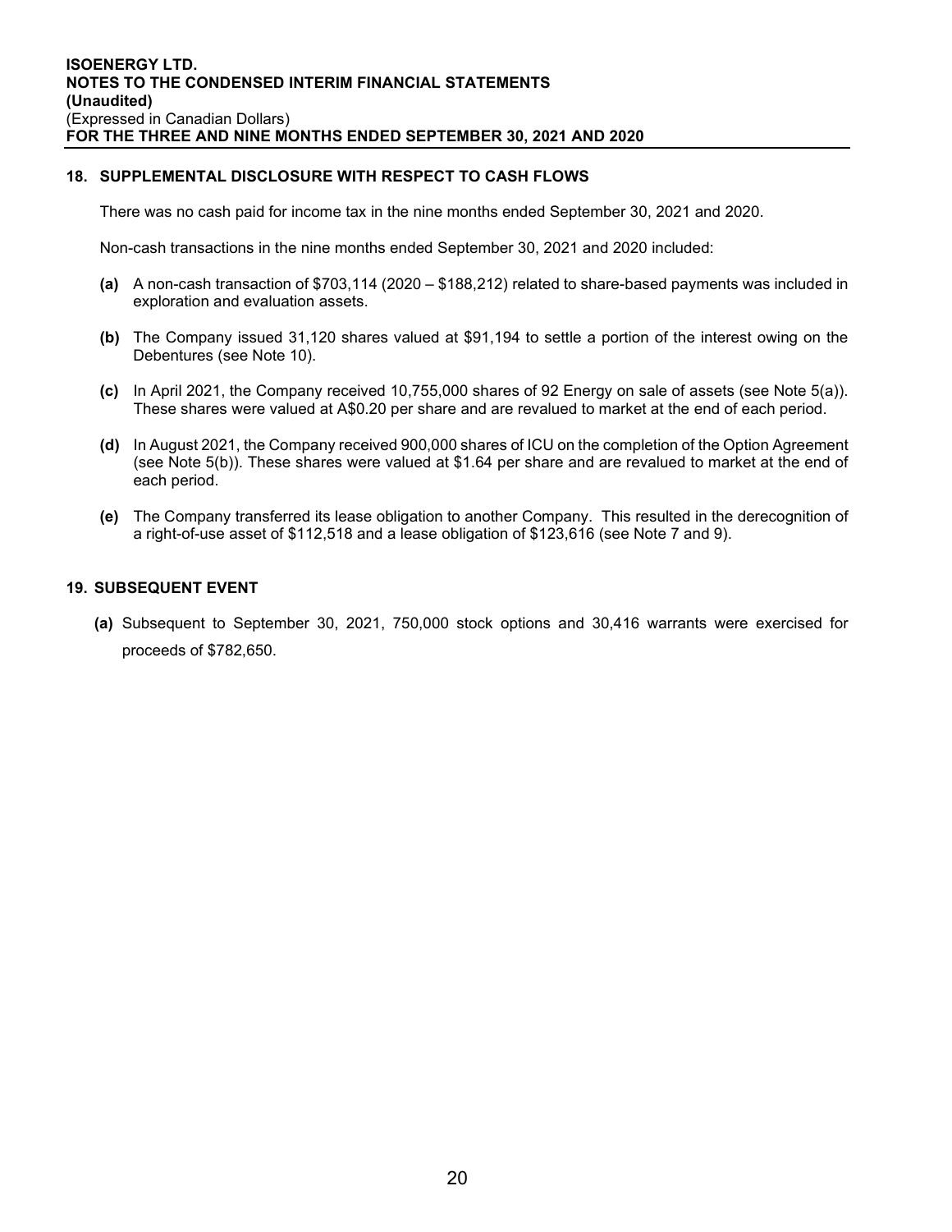## 18. SUPPLEMENTAL DISCLOSURE WITH RESPECT TO CASH FLOWS

There was no cash paid for income tax in the nine months ended September 30, 2021 and 2020.

Non-cash transactions in the nine months ended September 30, 2021 and 2020 included:

**(a)** A non-cash transaction of $703,114 (2020 – $188,212) related to share-based payments was included in exploration and evaluation assets.

**(b)** The Company issued 31,120 shares valued at $91,194 to settle a portion of the interest owing on the Debentures (see Note 10).

**(c)** In April 2021, the Company received 10,755,000 shares of 92 Energy on sale of assets (see Note 5(a)). These shares were valued at A$0.20 per share and are revalued to market at the end of each period.

**(d)** In August 2021, the Company received 900,000 shares of ICU on the completion of the Option Agreement (see Note 5(b)). These shares were valued at $1.64 per share and are revalued to market at the end of each period.

**(e)** The Company transferred its lease obligation to another Company. This resulted in the derecognition of a right-of-use asset of $112,518 and a lease obligation of $123,616 (see Note 7 and 9).

## 19. SUBSEQUENT EVENT

**(a)** Subsequent to September 30, 2021, 750,000 stock options and 30,416 warrants were exercised for proceeds of $782,650.